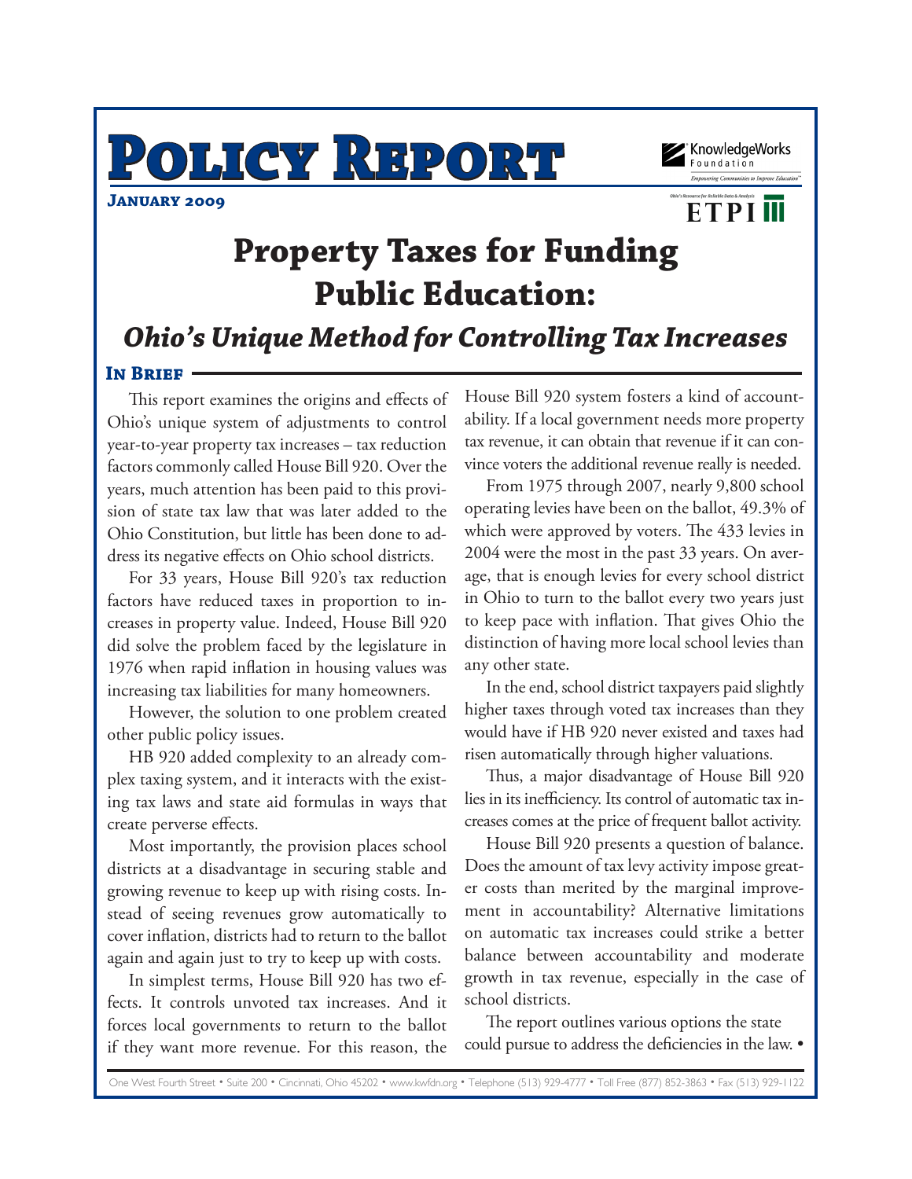# Policy Report

**January 2009**

KnowledgeWorks Foundation
*Empowering Communities to Improve Education*

Ohio's Resource for Reliable Data & Analysis
ETPI

# Property Taxes for Funding Public Education:

## *Ohio's Unique Method for Controlling Tax Increases*

### In Brief

This report examines the origins and effects of Ohio's unique system of adjustments to control year-to-year property tax increases – tax reduction factors commonly called House Bill 920. Over the years, much attention has been paid to this provision of state tax law that was later added to the Ohio Constitution, but little has been done to address its negative effects on Ohio school districts.

For 33 years, House Bill 920's tax reduction factors have reduced taxes in proportion to increases in property value. Indeed, House Bill 920 did solve the problem faced by the legislature in 1976 when rapid inflation in housing values was increasing tax liabilities for many homeowners.

However, the solution to one problem created other public policy issues.

HB 920 added complexity to an already complex taxing system, and it interacts with the existing tax laws and state aid formulas in ways that create perverse effects.

Most importantly, the provision places school districts at a disadvantage in securing stable and growing revenue to keep up with rising costs. Instead of seeing revenues grow automatically to cover inflation, districts had to return to the ballot again and again just to try to keep up with costs.

In simplest terms, House Bill 920 has two effects. It controls unvoted tax increases. And it forces local governments to return to the ballot if they want more revenue. For this reason, the House Bill 920 system fosters a kind of accountability. If a local government needs more property tax revenue, it can obtain that revenue if it can convince voters the additional revenue really is needed.

From 1975 through 2007, nearly 9,800 school operating levies have been on the ballot, 49.3% of which were approved by voters. The 433 levies in 2004 were the most in the past 33 years. On average, that is enough levies for every school district in Ohio to turn to the ballot every two years just to keep pace with inflation. That gives Ohio the distinction of having more local school levies than any other state.

In the end, school district taxpayers paid slightly higher taxes through voted tax increases than they would have if HB 920 never existed and taxes had risen automatically through higher valuations.

Thus, a major disadvantage of House Bill 920 lies in its inefficiency. Its control of automatic tax increases comes at the price of frequent ballot activity.

House Bill 920 presents a question of balance. Does the amount of tax levy activity impose greater costs than merited by the marginal improvement in accountability? Alternative limitations on automatic tax increases could strike a better balance between accountability and moderate growth in tax revenue, especially in the case of school districts.

The report outlines various options the state could pursue to address the deficiencies in the law. •

One West Fourth Street • Suite 200 • Cincinnati, Ohio 45202 • www.kwfdn.org • Telephone (513) 929-4777 • Toll Free (877) 852-3863 • Fax (513) 929-1122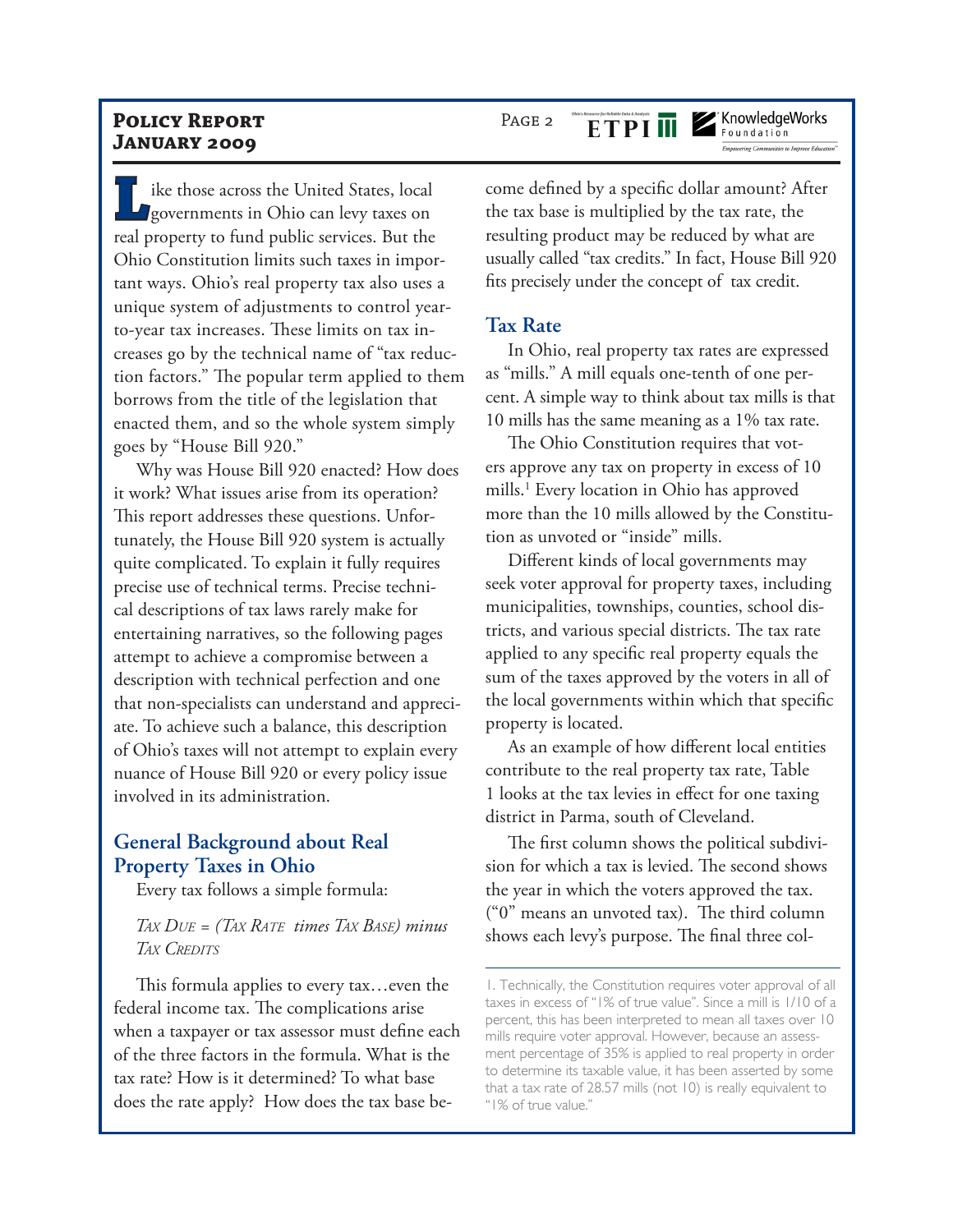Like those across the United States, local governments in Ohio can levy taxes on real property to fund public services. But the Ohio Constitution limits such taxes in important ways. Ohio's real property tax also uses a unique system of adjustments to control year-to-year tax increases. These limits on tax increases go by the technical name of "tax reduction factors." The popular term applied to them borrows from the title of the legislation that enacted them, and so the whole system simply goes by "House Bill 920."

Why was House Bill 920 enacted? How does it work? What issues arise from its operation? This report addresses these questions. Unfortunately, the House Bill 920 system is actually quite complicated. To explain it fully requires precise use of technical terms. Precise technical descriptions of tax laws rarely make for entertaining narratives, so the following pages attempt to achieve a compromise between a description with technical perfection and one that non-specialists can understand and appreciate. To achieve such a balance, this description of Ohio's taxes will not attempt to explain every nuance of House Bill 920 or every policy issue involved in its administration.

## General Background about Real Property Taxes in Ohio

Every tax follows a simple formula:

*Tax Due = (Tax Rate times Tax Base) minus Tax Credits*

This formula applies to every tax…even the federal income tax. The complications arise when a taxpayer or tax assessor must define each of the three factors in the formula. What is the tax rate? How is it determined? To what base does the rate apply? How does the tax base become defined by a specific dollar amount? After the tax base is multiplied by the tax rate, the resulting product may be reduced by what are usually called "tax credits." In fact, House Bill 920 fits precisely under the concept of tax credit.

## Tax Rate

In Ohio, real property tax rates are expressed as "mills." A mill equals one-tenth of one percent. A simple way to think about tax mills is that 10 mills has the same meaning as a 1% tax rate.

The Ohio Constitution requires that voters approve any tax on property in excess of 10 mills.[1] Every location in Ohio has approved more than the 10 mills allowed by the Constitution as unvoted or "inside" mills.

Different kinds of local governments may seek voter approval for property taxes, including municipalities, townships, counties, school districts, and various special districts. The tax rate applied to any specific real property equals the sum of the taxes approved by the voters in all of the local governments within which that specific property is located.

As an example of how different local entities contribute to the real property tax rate, Table 1 looks at the tax levies in effect for one taxing district in Parma, south of Cleveland.

The first column shows the political subdivision for which a tax is levied. The second shows the year in which the voters approved the tax. ("0" means an unvoted tax). The third column shows each levy's purpose. The final three col-

---

1. Technically, the Constitution requires voter approval of all taxes in excess of "1% of true value". Since a mill is 1/10 of a percent, this has been interpreted to mean all taxes over 10 mills require voter approval. However, because an assessment percentage of 35% is applied to real property in order to determine its taxable value, it has been asserted by some that a tax rate of 28.57 mills (not 10) is really equivalent to "1% of true value."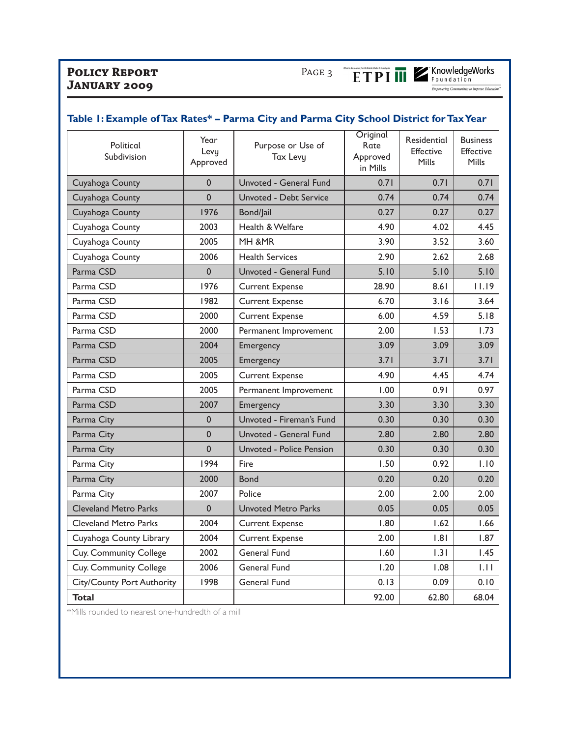### Table 1: Example of Tax Rates* – Parma City and Parma City School District for Tax Year

| Political Subdivision | Year Levy Approved | Purpose or Use of Tax Levy | Original Rate Approved in Mills | Residential Effective Mills | Business Effective Mills |
|---|---|---|---|---|---|
| Cuyahoga County | 0 | Unvoted - General Fund | 0.71 | 0.71 | 0.71 |
| Cuyahoga County | 0 | Unvoted - Debt Service | 0.74 | 0.74 | 0.74 |
| Cuyahoga County | 1976 | Bond/Jail | 0.27 | 0.27 | 0.27 |
| Cuyahoga County | 2003 | Health & Welfare | 4.90 | 4.02 | 4.45 |
| Cuyahoga County | 2005 | MH &MR | 3.90 | 3.52 | 3.60 |
| Cuyahoga County | 2006 | Health Services | 2.90 | 2.62 | 2.68 |
| Parma CSD | 0 | Unvoted - General Fund | 5.10 | 5.10 | 5.10 |
| Parma CSD | 1976 | Current Expense | 28.90 | 8.61 | 11.19 |
| Parma CSD | 1982 | Current Expense | 6.70 | 3.16 | 3.64 |
| Parma CSD | 2000 | Current Expense | 6.00 | 4.59 | 5.18 |
| Parma CSD | 2000 | Permanent Improvement | 2.00 | 1.53 | 1.73 |
| Parma CSD | 2004 | Emergency | 3.09 | 3.09 | 3.09 |
| Parma CSD | 2005 | Emergency | 3.71 | 3.71 | 3.71 |
| Parma CSD | 2005 | Current Expense | 4.90 | 4.45 | 4.74 |
| Parma CSD | 2005 | Permanent Improvement | 1.00 | 0.91 | 0.97 |
| Parma CSD | 2007 | Emergency | 3.30 | 3.30 | 3.30 |
| Parma City | 0 | Unvoted - Fireman's Fund | 0.30 | 0.30 | 0.30 |
| Parma City | 0 | Unvoted - General Fund | 2.80 | 2.80 | 2.80 |
| Parma City | 0 | Unvoted - Police Pension | 0.30 | 0.30 | 0.30 |
| Parma City | 1994 | Fire | 1.50 | 0.92 | 1.10 |
| Parma City | 2000 | Bond | 0.20 | 0.20 | 0.20 |
| Parma City | 2007 | Police | 2.00 | 2.00 | 2.00 |
| Cleveland Metro Parks | 0 | Unvoted Metro Parks | 0.05 | 0.05 | 0.05 |
| Cleveland Metro Parks | 2004 | Current Expense | 1.80 | 1.62 | 1.66 |
| Cuyahoga County Library | 2004 | Current Expense | 2.00 | 1.81 | 1.87 |
| Cuy. Community College | 2002 | General Fund | 1.60 | 1.31 | 1.45 |
| Cuy. Community College | 2006 | General Fund | 1.20 | 1.08 | 1.11 |
| City/County Port Authority | 1998 | General Fund | 0.13 | 0.09 | 0.10 |
| **Total** | | | 92.00 | 62.80 | 68.04 |

*Mills rounded to nearest one-hundredth of a mill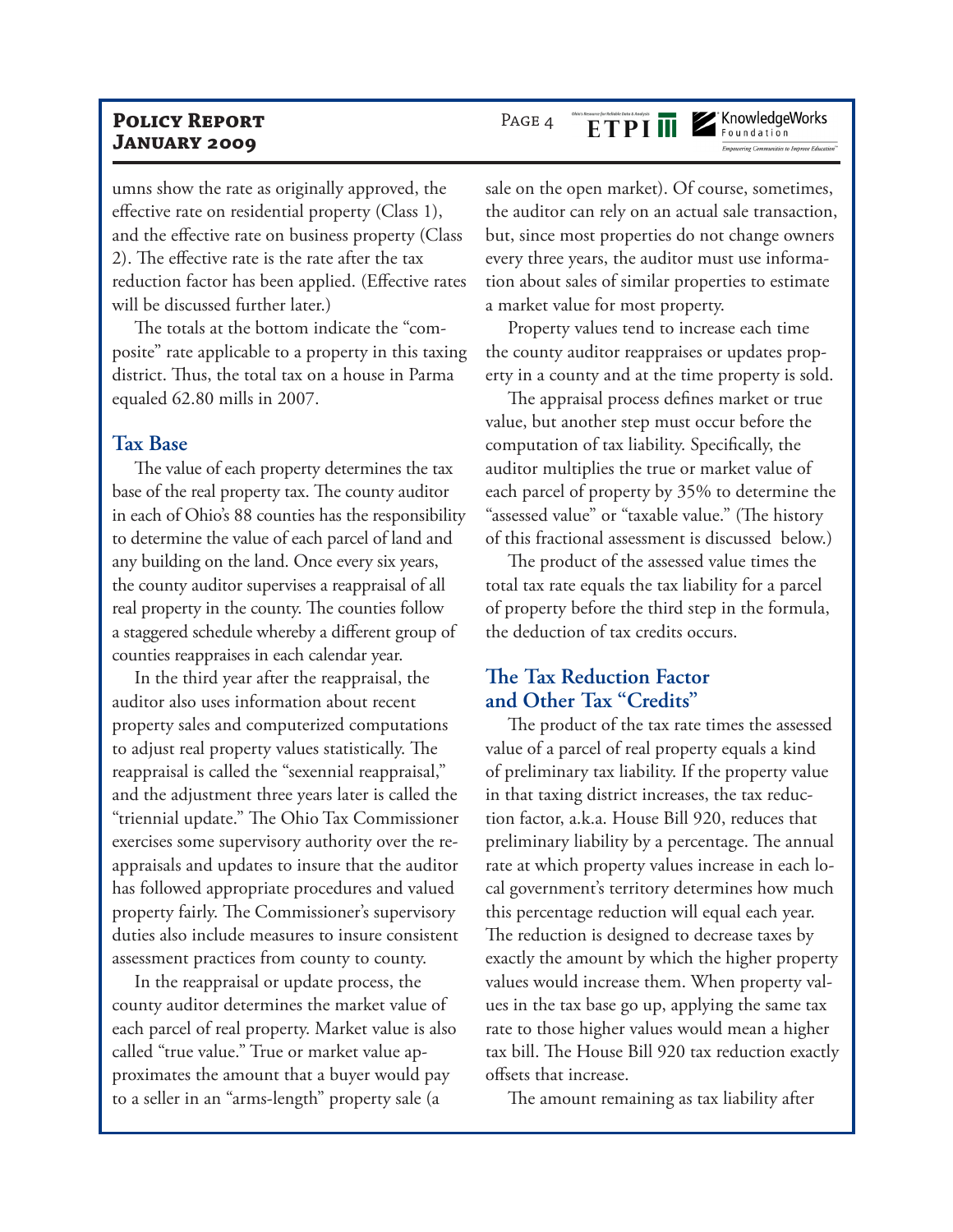umns show the rate as originally approved, the effective rate on residential property (Class 1), and the effective rate on business property (Class 2). The effective rate is the rate after the tax reduction factor has been applied. (Effective rates will be discussed further later.)

The totals at the bottom indicate the "composite" rate applicable to a property in this taxing district. Thus, the total tax on a house in Parma equaled 62.80 mills in 2007.

### Tax Base

The value of each property determines the tax base of the real property tax. The county auditor in each of Ohio's 88 counties has the responsibility to determine the value of each parcel of land and any building on the land. Once every six years, the county auditor supervises a reappraisal of all real property in the county. The counties follow a staggered schedule whereby a different group of counties reappraises in each calendar year.

In the third year after the reappraisal, the auditor also uses information about recent property sales and computerized computations to adjust real property values statistically. The reappraisal is called the "sexennial reappraisal," and the adjustment three years later is called the "triennial update." The Ohio Tax Commissioner exercises some supervisory authority over the reappraisals and updates to insure that the auditor has followed appropriate procedures and valued property fairly. The Commissioner's supervisory duties also include measures to insure consistent assessment practices from county to county.

In the reappraisal or update process, the county auditor determines the market value of each parcel of real property. Market value is also called "true value." True or market value approximates the amount that a buyer would pay to a seller in an "arms-length" property sale (a sale on the open market). Of course, sometimes, the auditor can rely on an actual sale transaction, but, since most properties do not change owners every three years, the auditor must use information about sales of similar properties to estimate a market value for most property.

Property values tend to increase each time the county auditor reappraises or updates property in a county and at the time property is sold.

The appraisal process defines market or true value, but another step must occur before the computation of tax liability. Specifically, the auditor multiplies the true or market value of each parcel of property by 35% to determine the "assessed value" or "taxable value." (The history of this fractional assessment is discussed below.)

The product of the assessed value times the total tax rate equals the tax liability for a parcel of property before the third step in the formula, the deduction of tax credits occurs.

### The Tax Reduction Factor and Other Tax "Credits"

The product of the tax rate times the assessed value of a parcel of real property equals a kind of preliminary tax liability. If the property value in that taxing district increases, the tax reduction factor, a.k.a. House Bill 920, reduces that preliminary liability by a percentage. The annual rate at which property values increase in each local government's territory determines how much this percentage reduction will equal each year. The reduction is designed to decrease taxes by exactly the amount by which the higher property values would increase them. When property values in the tax base go up, applying the same tax rate to those higher values would mean a higher tax bill. The House Bill 920 tax reduction exactly offsets that increase.

The amount remaining as tax liability after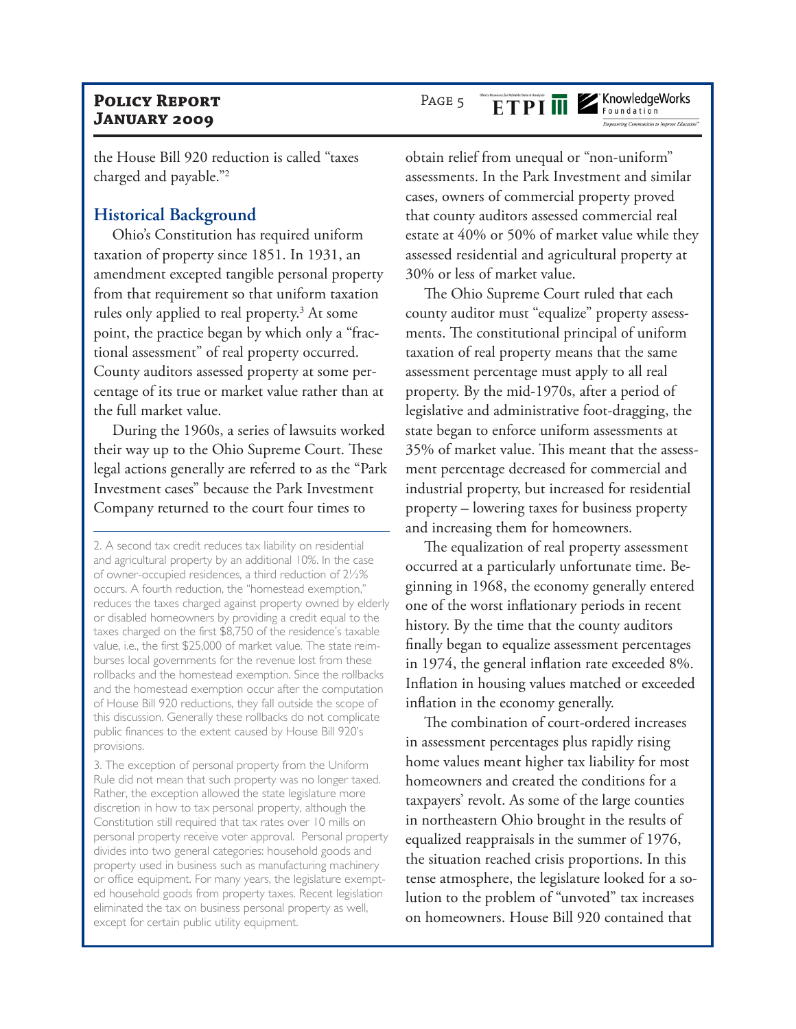the House Bill 920 reduction is called "taxes charged and payable."[2]

## Historical Background

Ohio's Constitution has required uniform taxation of property since 1851. In 1931, an amendment excepted tangible personal property from that requirement so that uniform taxation rules only applied to real property.[3] At some point, the practice began by which only a "fractional assessment" of real property occurred. County auditors assessed property at some percentage of its true or market value rather than at the full market value.

During the 1960s, a series of lawsuits worked their way up to the Ohio Supreme Court. These legal actions generally are referred to as the "Park Investment cases" because the Park Investment Company returned to the court four times to obtain relief from unequal or "non-uniform" assessments. In the Park Investment and similar cases, owners of commercial property proved that county auditors assessed commercial real estate at 40% or 50% of market value while they assessed residential and agricultural property at 30% or less of market value.

The Ohio Supreme Court ruled that each county auditor must "equalize" property assessments. The constitutional principal of uniform taxation of real property means that the same assessment percentage must apply to all real property. By the mid-1970s, after a period of legislative and administrative foot-dragging, the state began to enforce uniform assessments at 35% of market value. This meant that the assessment percentage decreased for commercial and industrial property, but increased for residential property – lowering taxes for business property and increasing them for homeowners.

The equalization of real property assessment occurred at a particularly unfortunate time. Beginning in 1968, the economy generally entered one of the worst inflationary periods in recent history. By the time that the county auditors finally began to equalize assessment percentages in 1974, the general inflation rate exceeded 8%. Inflation in housing values matched or exceeded inflation in the economy generally.

The combination of court-ordered increases in assessment percentages plus rapidly rising home values meant higher tax liability for most homeowners and created the conditions for a taxpayers' revolt. As some of the large counties in northeastern Ohio brought in the results of equalized reappraisals in the summer of 1976, the situation reached crisis proportions. In this tense atmosphere, the legislature looked for a solution to the problem of "unvoted" tax increases on homeowners. House Bill 920 contained that

---

2. A second tax credit reduces tax liability on residential and agricultural property by an additional 10%. In the case of owner-occupied residences, a third reduction of 2½% occurs. A fourth reduction, the "homestead exemption," reduces the taxes charged against property owned by elderly or disabled homeowners by providing a credit equal to the taxes charged on the first $8,750 of the residence's taxable value, i.e., the first $25,000 of market value. The state reimburses local governments for the revenue lost from these rollbacks and the homestead exemption. Since the rollbacks and the homestead exemption occur after the computation of House Bill 920 reductions, they fall outside the scope of this discussion. Generally these rollbacks do not complicate public finances to the extent caused by House Bill 920's provisions.

3. The exception of personal property from the Uniform Rule did not mean that such property was no longer taxed. Rather, the exception allowed the state legislature more discretion in how to tax personal property, although the Constitution still required that tax rates over 10 mills on personal property receive voter approval. Personal property divides into two general categories: household goods and property used in business such as manufacturing machinery or office equipment. For many years, the legislature exempted household goods from property taxes. Recent legislation eliminated the tax on business personal property as well, except for certain public utility equipment.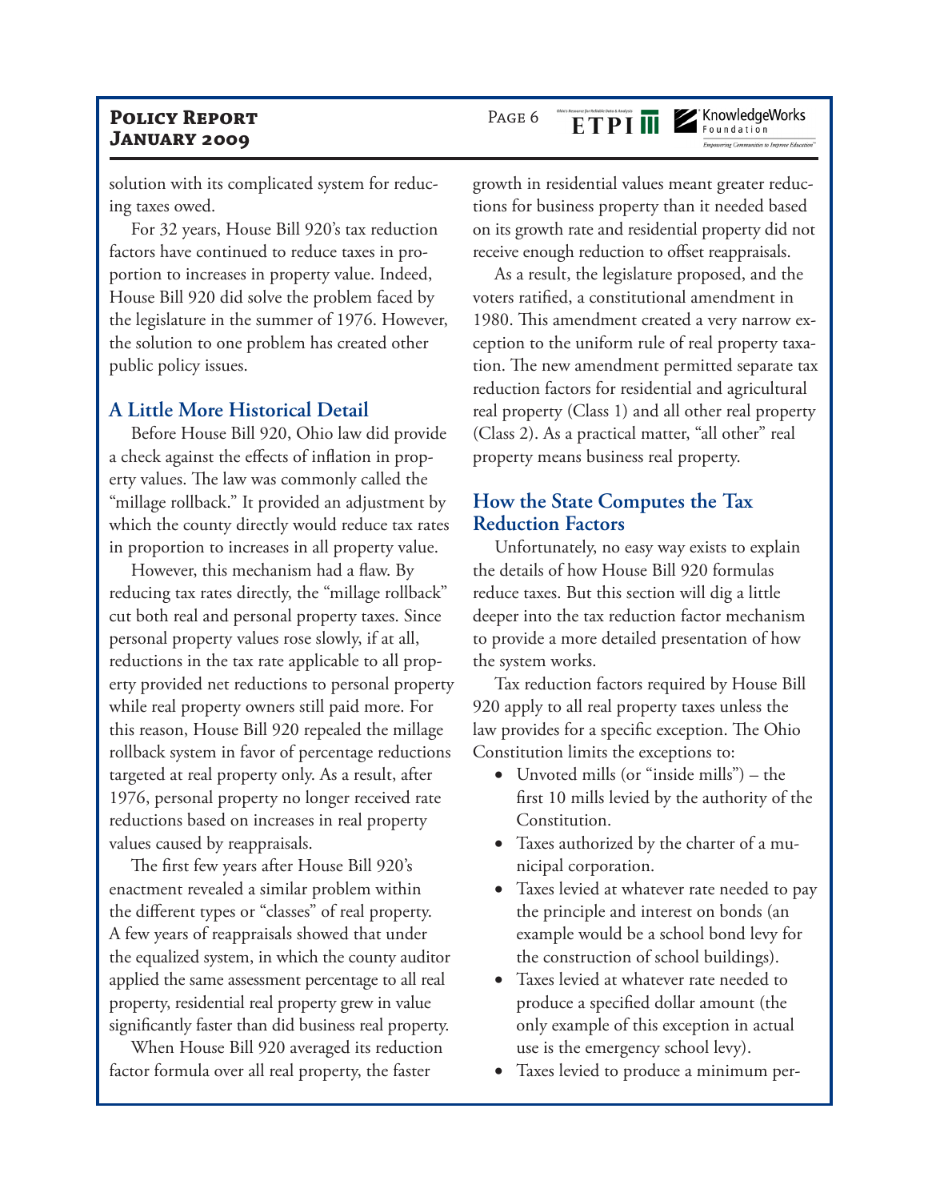solution with its complicated system for reducing taxes owed.

For 32 years, House Bill 920's tax reduction factors have continued to reduce taxes in proportion to increases in property value. Indeed, House Bill 920 did solve the problem faced by the legislature in the summer of 1976. However, the solution to one problem has created other public policy issues.

## A Little More Historical Detail

Before House Bill 920, Ohio law did provide a check against the effects of inflation in property values. The law was commonly called the "millage rollback." It provided an adjustment by which the county directly would reduce tax rates in proportion to increases in all property value.

However, this mechanism had a flaw. By reducing tax rates directly, the "millage rollback" cut both real and personal property taxes. Since personal property values rose slowly, if at all, reductions in the tax rate applicable to all property provided net reductions to personal property while real property owners still paid more. For this reason, House Bill 920 repealed the millage rollback system in favor of percentage reductions targeted at real property only. As a result, after 1976, personal property no longer received rate reductions based on increases in real property values caused by reappraisals.

The first few years after House Bill 920's enactment revealed a similar problem within the different types or "classes" of real property. A few years of reappraisals showed that under the equalized system, in which the county auditor applied the same assessment percentage to all real property, residential real property grew in value significantly faster than did business real property.

When House Bill 920 averaged its reduction factor formula over all real property, the faster growth in residential values meant greater reductions for business property than it needed based on its growth rate and residential property did not receive enough reduction to offset reappraisals.

As a result, the legislature proposed, and the voters ratified, a constitutional amendment in 1980. This amendment created a very narrow exception to the uniform rule of real property taxation. The new amendment permitted separate tax reduction factors for residential and agricultural real property (Class 1) and all other real property (Class 2). As a practical matter, "all other" real property means business real property.

## How the State Computes the Tax Reduction Factors

Unfortunately, no easy way exists to explain the details of how House Bill 920 formulas reduce taxes. But this section will dig a little deeper into the tax reduction factor mechanism to provide a more detailed presentation of how the system works.

Tax reduction factors required by House Bill 920 apply to all real property taxes unless the law provides for a specific exception. The Ohio Constitution limits the exceptions to:

- Unvoted mills (or "inside mills") – the first 10 mills levied by the authority of the Constitution.
- Taxes authorized by the charter of a municipal corporation.
- Taxes levied at whatever rate needed to pay the principle and interest on bonds (an example would be a school bond levy for the construction of school buildings).
- Taxes levied at whatever rate needed to produce a specified dollar amount (the only example of this exception in actual use is the emergency school levy).
- Taxes levied to produce a minimum per-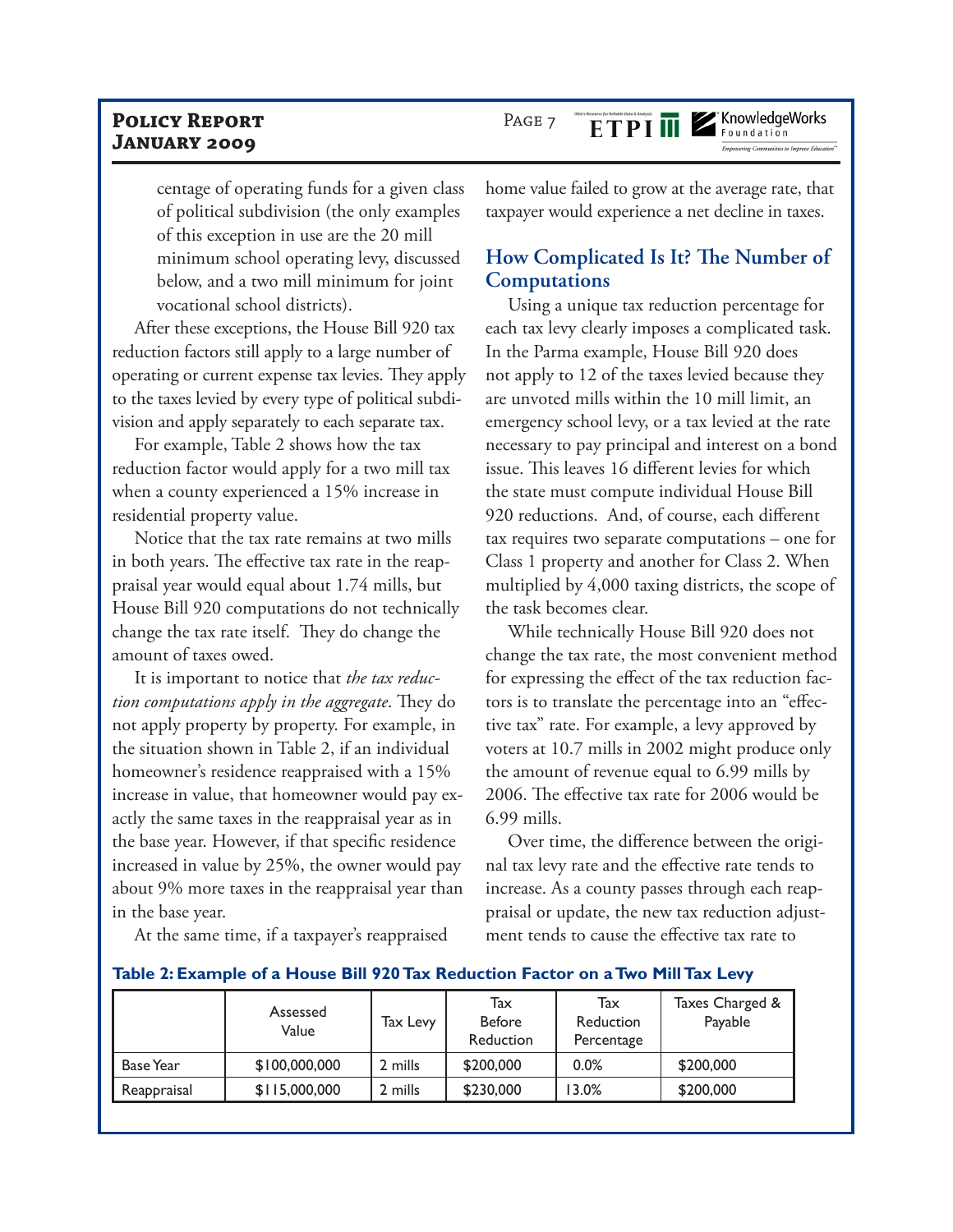centage of operating funds for a given class of political subdivision (the only examples of this exception in use are the 20 mill minimum school operating levy, discussed below, and a two mill minimum for joint vocational school districts).

After these exceptions, the House Bill 920 tax reduction factors still apply to a large number of operating or current expense tax levies. They apply to the taxes levied by every type of political subdivision and apply separately to each separate tax.

For example, Table 2 shows how the tax reduction factor would apply for a two mill tax when a county experienced a 15% increase in residential property value.

Notice that the tax rate remains at two mills in both years. The effective tax rate in the reappraisal year would equal about 1.74 mills, but House Bill 920 computations do not technically change the tax rate itself. They do change the amount of taxes owed.

It is important to notice that *the tax reduction computations apply in the aggregate*. They do not apply property by property. For example, in the situation shown in Table 2, if an individual homeowner's residence reappraised with a 15% increase in value, that homeowner would pay exactly the same taxes in the reappraisal year as in the base year. However, if that specific residence increased in value by 25%, the owner would pay about 9% more taxes in the reappraisal year than in the base year.

At the same time, if a taxpayer's reappraised home value failed to grow at the average rate, that taxpayer would experience a net decline in taxes.

## How Complicated Is It? The Number of Computations

Using a unique tax reduction percentage for each tax levy clearly imposes a complicated task. In the Parma example, House Bill 920 does not apply to 12 of the taxes levied because they are unvoted mills within the 10 mill limit, an emergency school levy, or a tax levied at the rate necessary to pay principal and interest on a bond issue. This leaves 16 different levies for which the state must compute individual House Bill 920 reductions. And, of course, each different tax requires two separate computations – one for Class 1 property and another for Class 2. When multiplied by 4,000 taxing districts, the scope of the task becomes clear.

While technically House Bill 920 does not change the tax rate, the most convenient method for expressing the effect of the tax reduction factors is to translate the percentage into an "effective tax" rate. For example, a levy approved by voters at 10.7 mills in 2002 might produce only the amount of revenue equal to 6.99 mills by 2006. The effective tax rate for 2006 would be 6.99 mills.

Over time, the difference between the original tax levy rate and the effective rate tends to increase. As a county passes through each reappraisal or update, the new tax reduction adjustment tends to cause the effective tax rate to

**Table 2: Example of a House Bill 920 Tax Reduction Factor on a Two Mill Tax Levy**

| | Assessed Value | Tax Levy | Tax Before Reduction | Tax Reduction Percentage | Taxes Charged & Payable |
|---|---|---|---|---|---|
| Base Year | $100,000,000 | 2 mills | $200,000 | 0.0% | $200,000 |
| Reappraisal | $115,000,000 | 2 mills | $230,000 | 13.0% | $200,000 |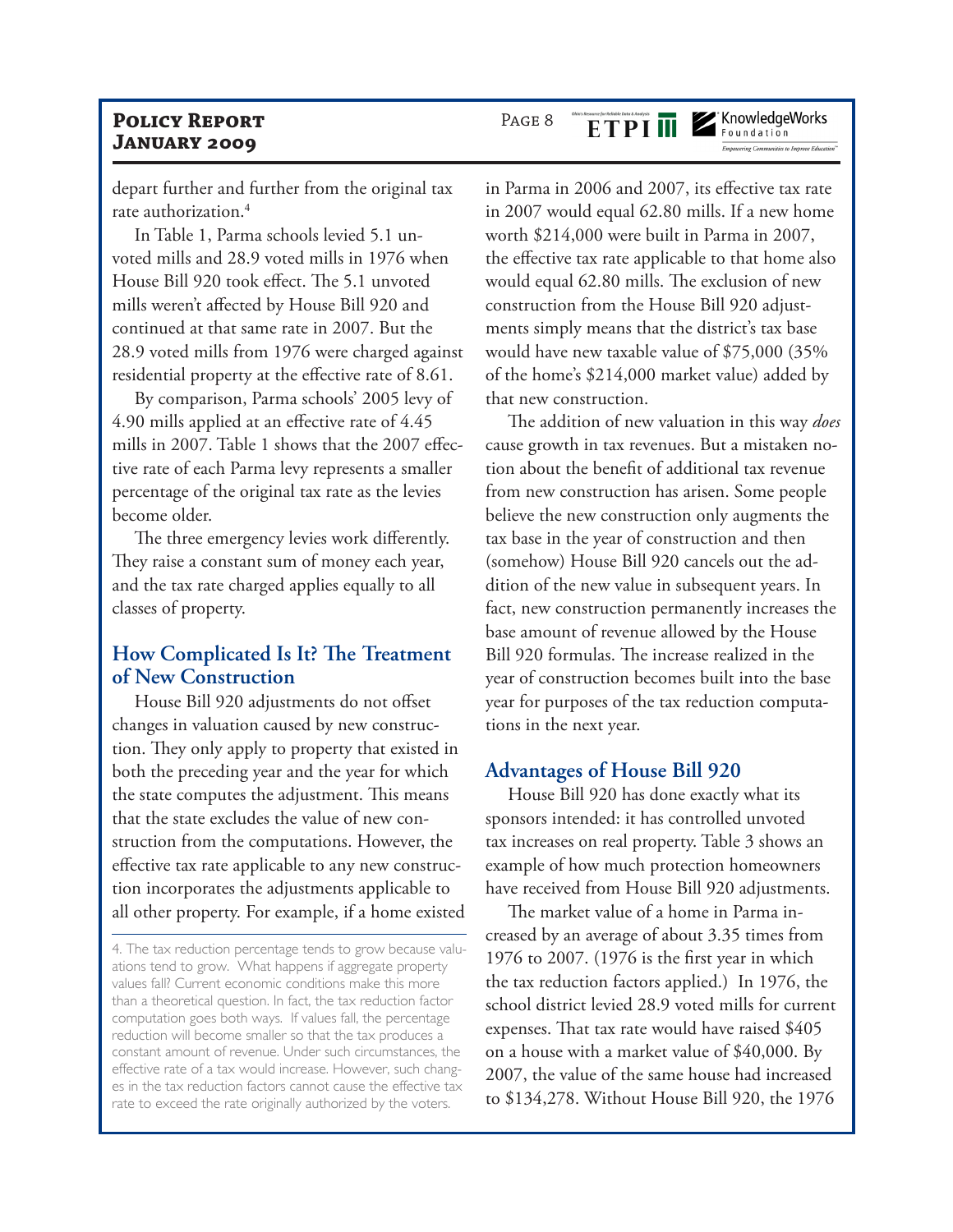depart further and further from the original tax rate authorization.[4]

In Table 1, Parma schools levied 5.1 unvoted mills and 28.9 voted mills in 1976 when House Bill 920 took effect. The 5.1 unvoted mills weren't affected by House Bill 920 and continued at that same rate in 2007. But the 28.9 voted mills from 1976 were charged against residential property at the effective rate of 8.61.

By comparison, Parma schools' 2005 levy of 4.90 mills applied at an effective rate of 4.45 mills in 2007. Table 1 shows that the 2007 effective rate of each Parma levy represents a smaller percentage of the original tax rate as the levies become older.

The three emergency levies work differently. They raise a constant sum of money each year, and the tax rate charged applies equally to all classes of property.

## How Complicated Is It? The Treatment of New Construction

House Bill 920 adjustments do not offset changes in valuation caused by new construction. They only apply to property that existed in both the preceding year and the year for which the state computes the adjustment. This means that the state excludes the value of new construction from the computations. However, the effective tax rate applicable to any new construction incorporates the adjustments applicable to all other property. For example, if a home existed in Parma in 2006 and 2007, its effective tax rate in 2007 would equal 62.80 mills. If a new home worth $214,000 were built in Parma in 2007, the effective tax rate applicable to that home also would equal 62.80 mills. The exclusion of new construction from the House Bill 920 adjustments simply means that the district's tax base would have new taxable value of $75,000 (35% of the home's $214,000 market value) added by that new construction.

The addition of new valuation in this way *does* cause growth in tax revenues. But a mistaken notion about the benefit of additional tax revenue from new construction has arisen. Some people believe the new construction only augments the tax base in the year of construction and then (somehow) House Bill 920 cancels out the addition of the new value in subsequent years. In fact, new construction permanently increases the base amount of revenue allowed by the House Bill 920 formulas. The increase realized in the year of construction becomes built into the base year for purposes of the tax reduction computations in the next year.

## Advantages of House Bill 920

House Bill 920 has done exactly what its sponsors intended: it has controlled unvoted tax increases on real property. Table 3 shows an example of how much protection homeowners have received from House Bill 920 adjustments.

The market value of a home in Parma increased by an average of about 3.35 times from 1976 to 2007. (1976 is the first year in which the tax reduction factors applied.) In 1976, the school district levied 28.9 voted mills for current expenses. That tax rate would have raised $405 on a house with a market value of $40,000. By 2007, the value of the same house had increased to $134,278. Without House Bill 920, the 1976

---

4. The tax reduction percentage tends to grow because valuations tend to grow. What happens if aggregate property values fall? Current economic conditions make this more than a theoretical question. In fact, the tax reduction factor computation goes both ways. If values fall, the percentage reduction will become smaller so that the tax produces a constant amount of revenue. Under such circumstances, the effective rate of a tax would increase. However, such changes in the tax reduction factors cannot cause the effective tax rate to exceed the rate originally authorized by the voters.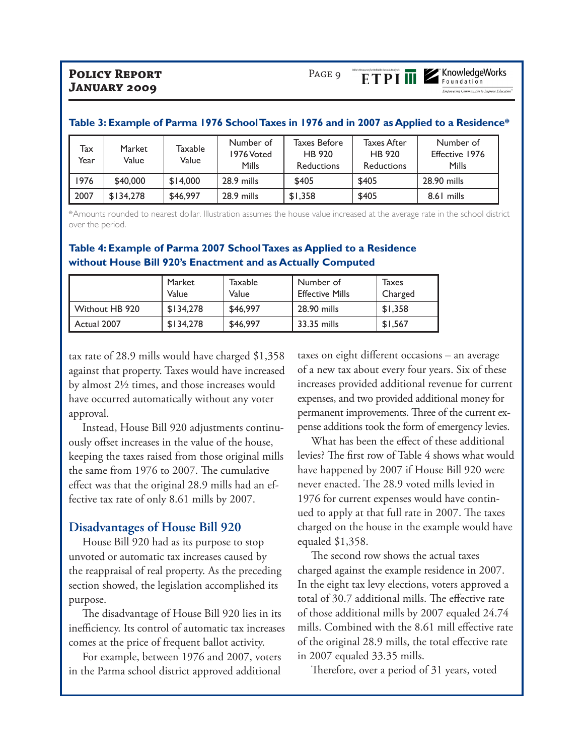### Table 3: Example of Parma 1976 School Taxes in 1976 and in 2007 as Applied to a Residence*

| Tax Year | Market Value | Taxable Value | Number of 1976 Voted Mills | Taxes Before HB 920 Reductions | Taxes After HB 920 Reductions | Number of Effective 1976 Mills |
|---|---|---|---|---|---|---|
| 1976 | $40,000 | $14,000 | 28.9 mills | $405 | $405 | 28.90 mills |
| 2007 | $134,278 | $46,997 | 28.9 mills | $1,358 | $405 | 8.61 mills |

*Amounts rounded to nearest dollar. Illustration assumes the house value increased at the average rate in the school district over the period.

### Table 4: Example of Parma 2007 School Taxes as Applied to a Residence without House Bill 920's Enactment and as Actually Computed

| | Market Value | Taxable Value | Number of Effective Mills | Taxes Charged |
|---|---|---|---|---|
| Without HB 920 | $134,278 | $46,997 | 28.90 mills | $1,358 |
| Actual 2007 | $134,278 | $46,997 | 33.35 mills | $1,567 |

tax rate of 28.9 mills would have charged $1,358 against that property. Taxes would have increased by almost 2½ times, and those increases would have occurred automatically without any voter approval.

Instead, House Bill 920 adjustments continuously offset increases in the value of the house, keeping the taxes raised from those original mills the same from 1976 to 2007. The cumulative effect was that the original 28.9 mills had an effective tax rate of only 8.61 mills by 2007.

## Disadvantages of House Bill 920

House Bill 920 had as its purpose to stop unvoted or automatic tax increases caused by the reappraisal of real property. As the preceding section showed, the legislation accomplished its purpose.

The disadvantage of House Bill 920 lies in its inefficiency. Its control of automatic tax increases comes at the price of frequent ballot activity.

For example, between 1976 and 2007, voters in the Parma school district approved additional taxes on eight different occasions – an average of a new tax about every four years. Six of these increases provided additional revenue for current expenses, and two provided additional money for permanent improvements. Three of the current expense additions took the form of emergency levies.

What has been the effect of these additional levies? The first row of Table 4 shows what would have happened by 2007 if House Bill 920 were never enacted. The 28.9 voted mills levied in 1976 for current expenses would have continued to apply at that full rate in 2007. The taxes charged on the house in the example would have equaled $1,358.

The second row shows the actual taxes charged against the example residence in 2007. In the eight tax levy elections, voters approved a total of 30.7 additional mills. The effective rate of those additional mills by 2007 equaled 24.74 mills. Combined with the 8.61 mill effective rate of the original 28.9 mills, the total effective rate in 2007 equaled 33.35 mills.

Therefore, over a period of 31 years, voted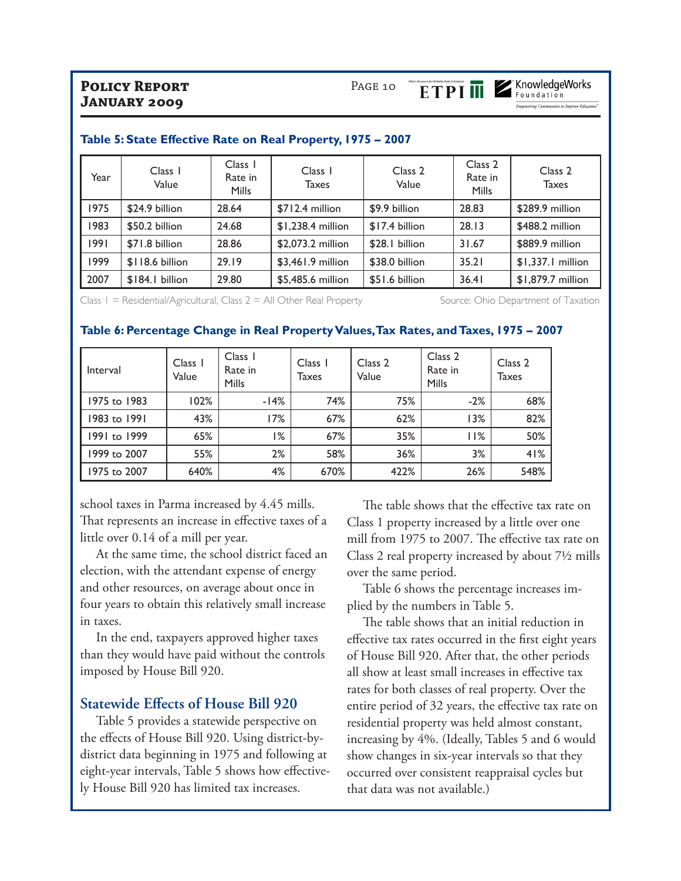**Table 5: State Effective Rate on Real Property, 1975 – 2007**

| Year | Class I Value | Class I Rate in Mills | Class I Taxes | Class 2 Value | Class 2 Rate in Mills | Class 2 Taxes |
|---|---|---|---|---|---|---|
| 1975 | $24.9 billion | 28.64 | $712.4 million | $9.9 billion | 28.83 | $289.9 million |
| 1983 | $50.2 billion | 24.68 | $1,238.4 million | $17.4 billion | 28.13 | $488.2 million |
| 1991 | $71.8 billion | 28.86 | $2,073.2 million | $28.1 billion | 31.67 | $889.9 million |
| 1999 | $118.6 billion | 29.19 | $3,461.9 million | $38.0 billion | 35.21 | $1,337.1 million |
| 2007 | $184.1 billion | 29.80 | $5,485.6 million | $51.6 billion | 36.41 | $1,879.7 million |

Class 1 = Residential/Agricultural, Class 2 = All Other Real Property

Source: Ohio Department of Taxation

**Table 6: Percentage Change in Real Property Values, Tax Rates, and Taxes, 1975 – 2007**

| Interval | Class I Value | Class I Rate in Mills | Class I Taxes | Class 2 Value | Class 2 Rate in Mills | Class 2 Taxes |
|---|---|---|---|---|---|---|
| 1975 to 1983 | 102% | -14% | 74% | 75% | -2% | 68% |
| 1983 to 1991 | 43% | 17% | 67% | 62% | 13% | 82% |
| 1991 to 1999 | 65% | 1% | 67% | 35% | 11% | 50% |
| 1999 to 2007 | 55% | 2% | 58% | 36% | 3% | 41% |
| 1975 to 2007 | 640% | 4% | 670% | 422% | 26% | 548% |

school taxes in Parma increased by 4.45 mills. That represents an increase in effective taxes of a little over 0.14 of a mill per year.

At the same time, the school district faced an election, with the attendant expense of energy and other resources, on average about once in four years to obtain this relatively small increase in taxes.

In the end, taxpayers approved higher taxes than they would have paid without the controls imposed by House Bill 920.

## Statewide Effects of House Bill 920

Table 5 provides a statewide perspective on the effects of House Bill 920. Using district-by-district data beginning in 1975 and following at eight-year intervals, Table 5 shows how effectively House Bill 920 has limited tax increases.

The table shows that the effective tax rate on Class 1 property increased by a little over one mill from 1975 to 2007. The effective tax rate on Class 2 real property increased by about 7½ mills over the same period.

Table 6 shows the percentage increases implied by the numbers in Table 5.

The table shows that an initial reduction in effective tax rates occurred in the first eight years of House Bill 920. After that, the other periods all show at least small increases in effective tax rates for both classes of real property. Over the entire period of 32 years, the effective tax rate on residential property was held almost constant, increasing by 4%. (Ideally, Tables 5 and 6 would show changes in six-year intervals so that they occurred over consistent reappraisal cycles but that data was not available.)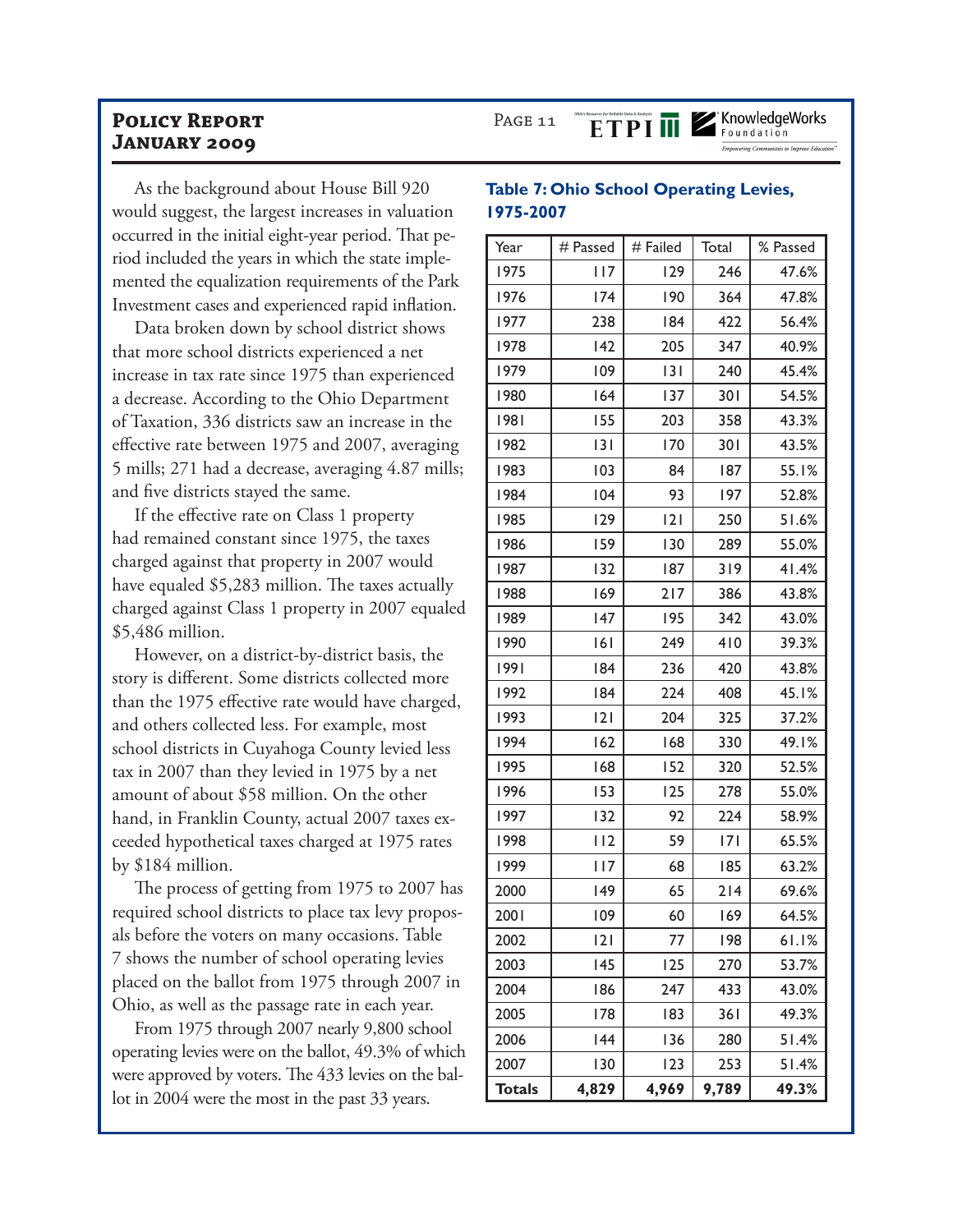As the background about House Bill 920 would suggest, the largest increases in valuation occurred in the initial eight-year period. That period included the years in which the state implemented the equalization requirements of the Park Investment cases and experienced rapid inflation.

Data broken down by school district shows that more school districts experienced a net increase in tax rate since 1975 than experienced a decrease. According to the Ohio Department of Taxation, 336 districts saw an increase in the effective rate between 1975 and 2007, averaging 5 mills; 271 had a decrease, averaging 4.87 mills; and five districts stayed the same.

If the effective rate on Class 1 property had remained constant since 1975, the taxes charged against that property in 2007 would have equaled $5,283 million. The taxes actually charged against Class 1 property in 2007 equaled $5,486 million.

However, on a district-by-district basis, the story is different. Some districts collected more than the 1975 effective rate would have charged, and others collected less. For example, most school districts in Cuyahoga County levied less tax in 2007 than they levied in 1975 by a net amount of about $58 million. On the other hand, in Franklin County, actual 2007 taxes exceeded hypothetical taxes charged at 1975 rates by $184 million.

The process of getting from 1975 to 2007 has required school districts to place tax levy proposals before the voters on many occasions. Table 7 shows the number of school operating levies placed on the ballot from 1975 through 2007 in Ohio, as well as the passage rate in each year.

From 1975 through 2007 nearly 9,800 school operating levies were on the ballot, 49.3% of which were approved by voters. The 433 levies on the ballot in 2004 were the most in the past 33 years.

**Table 7: Ohio School Operating Levies, 1975-2007**

| Year | # Passed | # Failed | Total | % Passed |
|---|---|---|---|---|
| 1975 | 117 | 129 | 246 | 47.6% |
| 1976 | 174 | 190 | 364 | 47.8% |
| 1977 | 238 | 184 | 422 | 56.4% |
| 1978 | 142 | 205 | 347 | 40.9% |
| 1979 | 109 | 131 | 240 | 45.4% |
| 1980 | 164 | 137 | 301 | 54.5% |
| 1981 | 155 | 203 | 358 | 43.3% |
| 1982 | 131 | 170 | 301 | 43.5% |
| 1983 | 103 | 84 | 187 | 55.1% |
| 1984 | 104 | 93 | 197 | 52.8% |
| 1985 | 129 | 121 | 250 | 51.6% |
| 1986 | 159 | 130 | 289 | 55.0% |
| 1987 | 132 | 187 | 319 | 41.4% |
| 1988 | 169 | 217 | 386 | 43.8% |
| 1989 | 147 | 195 | 342 | 43.0% |
| 1990 | 161 | 249 | 410 | 39.3% |
| 1991 | 184 | 236 | 420 | 43.8% |
| 1992 | 184 | 224 | 408 | 45.1% |
| 1993 | 121 | 204 | 325 | 37.2% |
| 1994 | 162 | 168 | 330 | 49.1% |
| 1995 | 168 | 152 | 320 | 52.5% |
| 1996 | 153 | 125 | 278 | 55.0% |
| 1997 | 132 | 92 | 224 | 58.9% |
| 1998 | 112 | 59 | 171 | 65.5% |
| 1999 | 117 | 68 | 185 | 63.2% |
| 2000 | 149 | 65 | 214 | 69.6% |
| 2001 | 109 | 60 | 169 | 64.5% |
| 2002 | 121 | 77 | 198 | 61.1% |
| 2003 | 145 | 125 | 270 | 53.7% |
| 2004 | 186 | 247 | 433 | 43.0% |
| 2005 | 178 | 183 | 361 | 49.3% |
| 2006 | 144 | 136 | 280 | 51.4% |
| 2007 | 130 | 123 | 253 | 51.4% |
| **Totals** | **4,829** | **4,969** | **9,789** | **49.3%** |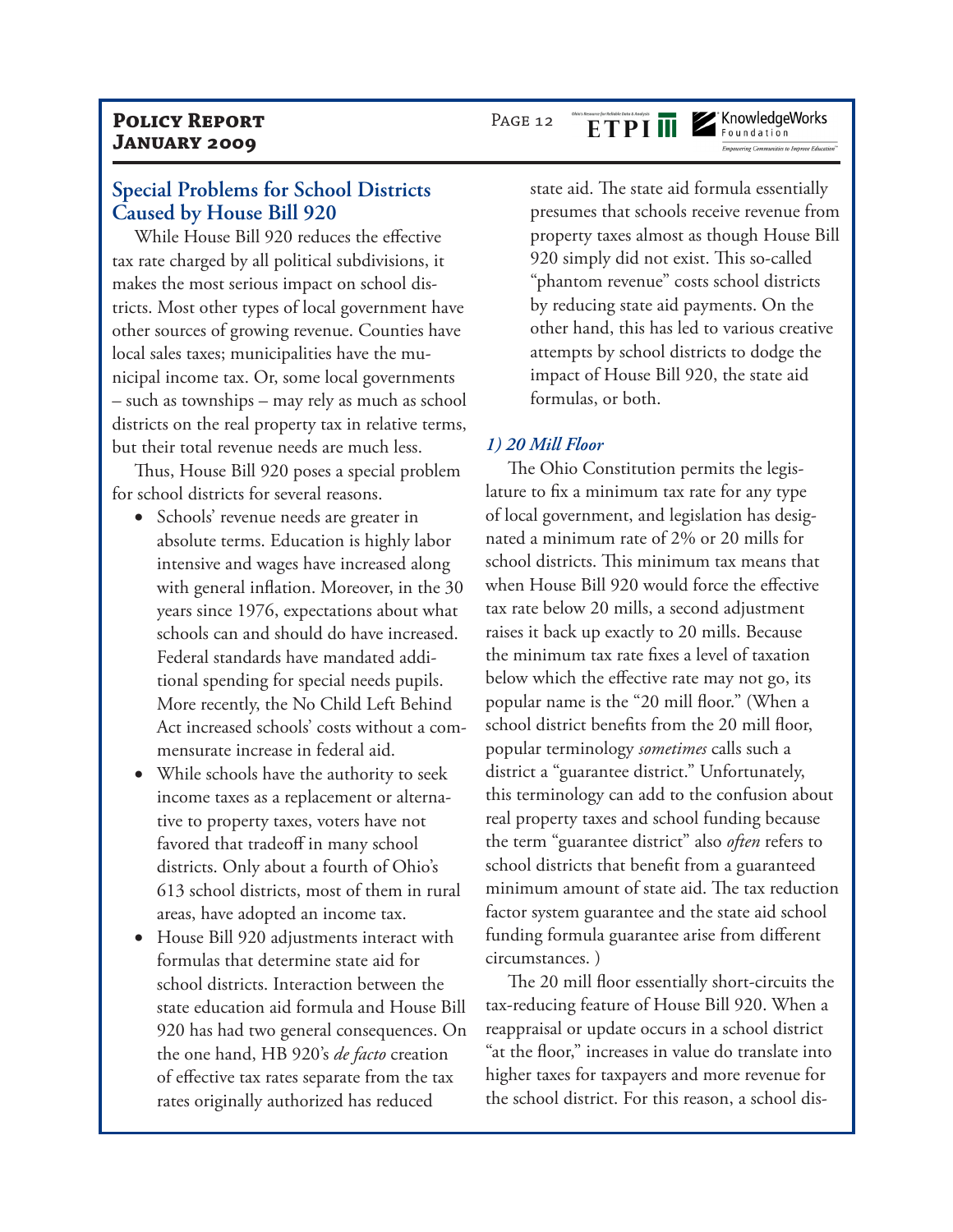## Special Problems for School Districts Caused by House Bill 920

While House Bill 920 reduces the effective tax rate charged by all political subdivisions, it makes the most serious impact on school districts. Most other types of local government have other sources of growing revenue. Counties have local sales taxes; municipalities have the municipal income tax. Or, some local governments – such as townships – may rely as much as school districts on the real property tax in relative terms, but their total revenue needs are much less.

Thus, House Bill 920 poses a special problem for school districts for several reasons.

- Schools' revenue needs are greater in absolute terms. Education is highly labor intensive and wages have increased along with general inflation. Moreover, in the 30 years since 1976, expectations about what schools can and should do have increased. Federal standards have mandated additional spending for special needs pupils. More recently, the No Child Left Behind Act increased schools' costs without a commensurate increase in federal aid.
- While schools have the authority to seek income taxes as a replacement or alternative to property taxes, voters have not favored that tradeoff in many school districts. Only about a fourth of Ohio's 613 school districts, most of them in rural areas, have adopted an income tax.
- House Bill 920 adjustments interact with formulas that determine state aid for school districts. Interaction between the state education aid formula and House Bill 920 has had two general consequences. On the one hand, HB 920's *de facto* creation of effective tax rates separate from the tax rates originally authorized has reduced state aid. The state aid formula essentially presumes that schools receive revenue from property taxes almost as though House Bill 920 simply did not exist. This so-called "phantom revenue" costs school districts by reducing state aid payments. On the other hand, this has led to various creative attempts by school districts to dodge the impact of House Bill 920, the state aid formulas, or both.

### *1) 20 Mill Floor*

The Ohio Constitution permits the legislature to fix a minimum tax rate for any type of local government, and legislation has designated a minimum rate of 2% or 20 mills for school districts. This minimum tax means that when House Bill 920 would force the effective tax rate below 20 mills, a second adjustment raises it back up exactly to 20 mills. Because the minimum tax rate fixes a level of taxation below which the effective rate may not go, its popular name is the "20 mill floor." (When a school district benefits from the 20 mill floor, popular terminology *sometimes* calls such a district a "guarantee district." Unfortunately, this terminology can add to the confusion about real property taxes and school funding because the term "guarantee district" also *often* refers to school districts that benefit from a guaranteed minimum amount of state aid. The tax reduction factor system guarantee and the state aid school funding formula guarantee arise from different circumstances. )

The 20 mill floor essentially short-circuits the tax-reducing feature of House Bill 920. When a reappraisal or update occurs in a school district "at the floor," increases in value do translate into higher taxes for taxpayers and more revenue for the school district. For this reason, a school dis-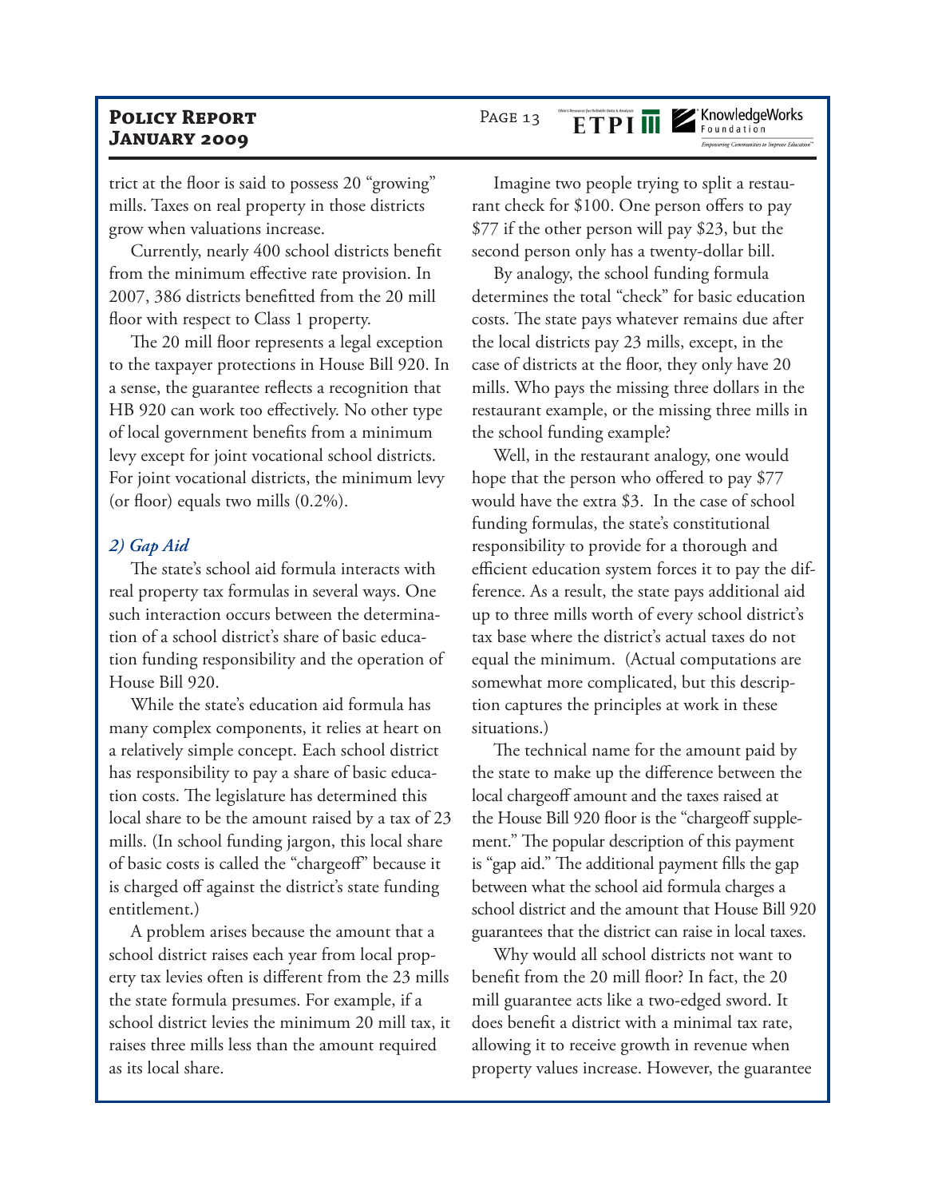trict at the floor is said to possess 20 "growing" mills. Taxes on real property in those districts grow when valuations increase.

Currently, nearly 400 school districts benefit from the minimum effective rate provision. In 2007, 386 districts benefitted from the 20 mill floor with respect to Class 1 property.

The 20 mill floor represents a legal exception to the taxpayer protections in House Bill 920. In a sense, the guarantee reflects a recognition that HB 920 can work too effectively. No other type of local government benefits from a minimum levy except for joint vocational school districts. For joint vocational districts, the minimum levy (or floor) equals two mills (0.2%).

### *2) Gap Aid*

The state's school aid formula interacts with real property tax formulas in several ways. One such interaction occurs between the determination of a school district's share of basic education funding responsibility and the operation of House Bill 920.

While the state's education aid formula has many complex components, it relies at heart on a relatively simple concept. Each school district has responsibility to pay a share of basic education costs. The legislature has determined this local share to be the amount raised by a tax of 23 mills. (In school funding jargon, this local share of basic costs is called the "chargeoff" because it is charged off against the district's state funding entitlement.)

A problem arises because the amount that a school district raises each year from local property tax levies often is different from the 23 mills the state formula presumes. For example, if a school district levies the minimum 20 mill tax, it raises three mills less than the amount required as its local share.

Imagine two people trying to split a restaurant check for $100. One person offers to pay $77 if the other person will pay $23, but the second person only has a twenty-dollar bill.

By analogy, the school funding formula determines the total "check" for basic education costs. The state pays whatever remains due after the local districts pay 23 mills, except, in the case of districts at the floor, they only have 20 mills. Who pays the missing three dollars in the restaurant example, or the missing three mills in the school funding example?

Well, in the restaurant analogy, one would hope that the person who offered to pay $77 would have the extra $3. In the case of school funding formulas, the state's constitutional responsibility to provide for a thorough and efficient education system forces it to pay the difference. As a result, the state pays additional aid up to three mills worth of every school district's tax base where the district's actual taxes do not equal the minimum. (Actual computations are somewhat more complicated, but this description captures the principles at work in these situations.)

The technical name for the amount paid by the state to make up the difference between the local chargeoff amount and the taxes raised at the House Bill 920 floor is the "chargeoff supplement." The popular description of this payment is "gap aid." The additional payment fills the gap between what the school aid formula charges a school district and the amount that House Bill 920 guarantees that the district can raise in local taxes.

Why would all school districts not want to benefit from the 20 mill floor? In fact, the 20 mill guarantee acts like a two-edged sword. It does benefit a district with a minimal tax rate, allowing it to receive growth in revenue when property values increase. However, the guarantee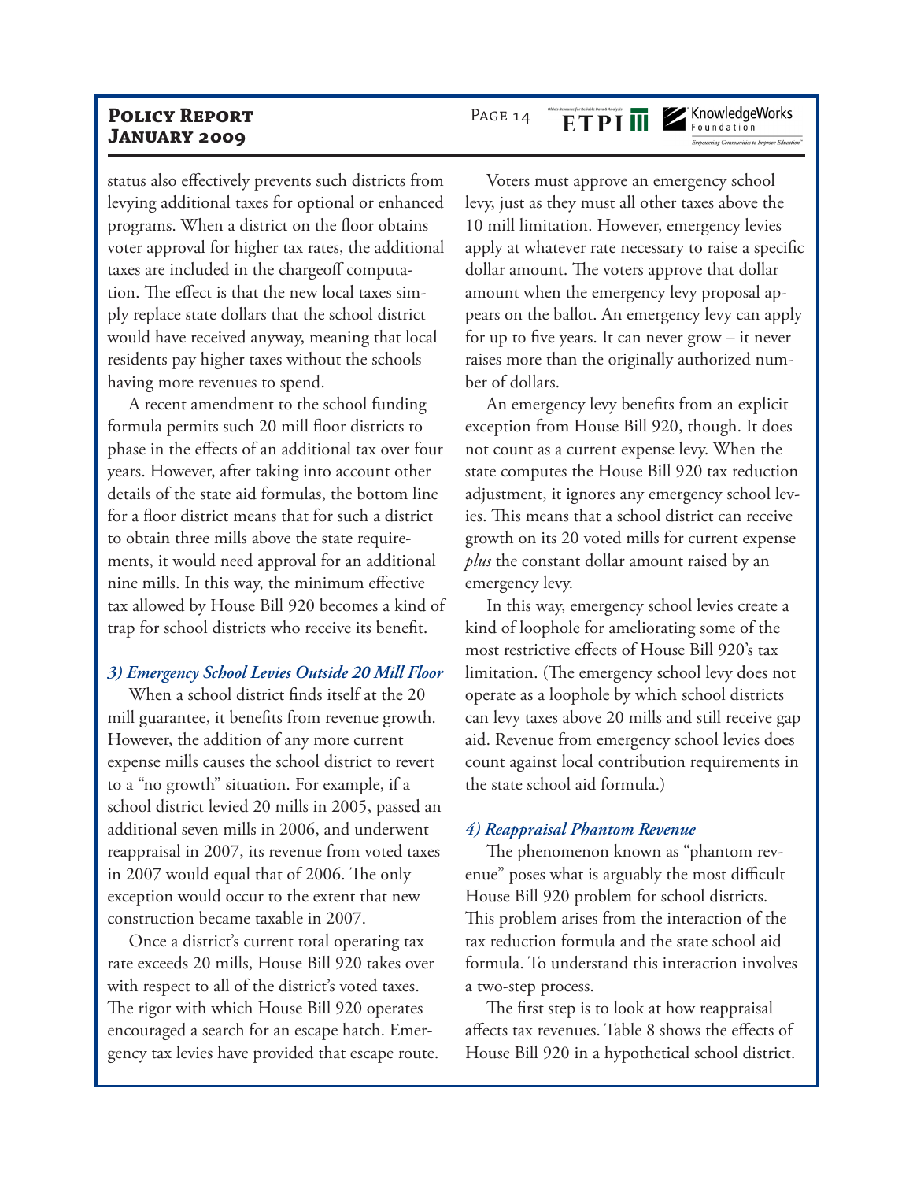status also effectively prevents such districts from levying additional taxes for optional or enhanced programs. When a district on the floor obtains voter approval for higher tax rates, the additional taxes are included in the chargeoff computation. The effect is that the new local taxes simply replace state dollars that the school district would have received anyway, meaning that local residents pay higher taxes without the schools having more revenues to spend.

A recent amendment to the school funding formula permits such 20 mill floor districts to phase in the effects of an additional tax over four years. However, after taking into account other details of the state aid formulas, the bottom line for a floor district means that for such a district to obtain three mills above the state requirements, it would need approval for an additional nine mills. In this way, the minimum effective tax allowed by House Bill 920 becomes a kind of trap for school districts who receive its benefit.

### *3) Emergency School Levies Outside 20 Mill Floor*

When a school district finds itself at the 20 mill guarantee, it benefits from revenue growth. However, the addition of any more current expense mills causes the school district to revert to a "no growth" situation. For example, if a school district levied 20 mills in 2005, passed an additional seven mills in 2006, and underwent reappraisal in 2007, its revenue from voted taxes in 2007 would equal that of 2006. The only exception would occur to the extent that new construction became taxable in 2007.

Once a district's current total operating tax rate exceeds 20 mills, House Bill 920 takes over with respect to all of the district's voted taxes. The rigor with which House Bill 920 operates encouraged a search for an escape hatch. Emergency tax levies have provided that escape route.

Voters must approve an emergency school levy, just as they must all other taxes above the 10 mill limitation. However, emergency levies apply at whatever rate necessary to raise a specific dollar amount. The voters approve that dollar amount when the emergency levy proposal appears on the ballot. An emergency levy can apply for up to five years. It can never grow – it never raises more than the originally authorized number of dollars.

An emergency levy benefits from an explicit exception from House Bill 920, though. It does not count as a current expense levy. When the state computes the House Bill 920 tax reduction adjustment, it ignores any emergency school levies. This means that a school district can receive growth on its 20 voted mills for current expense *plus* the constant dollar amount raised by an emergency levy.

In this way, emergency school levies create a kind of loophole for ameliorating some of the most restrictive effects of House Bill 920's tax limitation. (The emergency school levy does not operate as a loophole by which school districts can levy taxes above 20 mills and still receive gap aid. Revenue from emergency school levies does count against local contribution requirements in the state school aid formula.)

### *4) Reappraisal Phantom Revenue*

The phenomenon known as "phantom revenue" poses what is arguably the most difficult House Bill 920 problem for school districts. This problem arises from the interaction of the tax reduction formula and the state school aid formula. To understand this interaction involves a two-step process.

The first step is to look at how reappraisal affects tax revenues. Table 8 shows the effects of House Bill 920 in a hypothetical school district.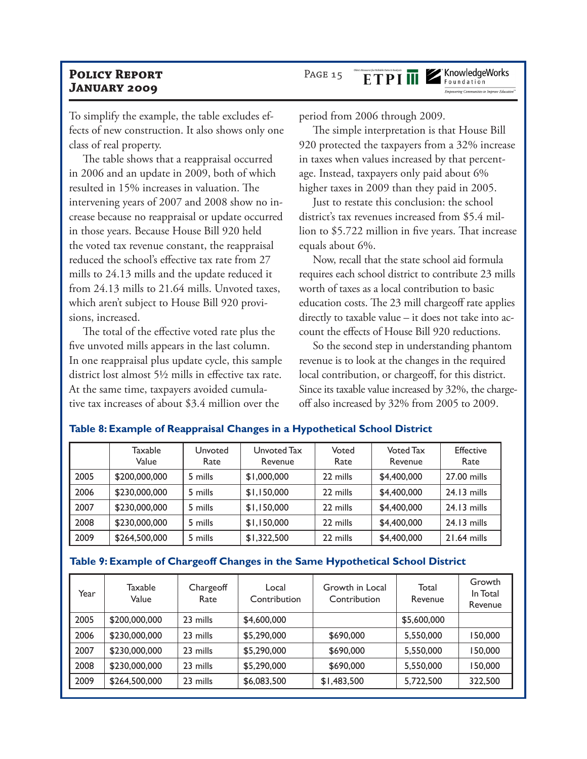To simplify the example, the table excludes effects of new construction. It also shows only one class of real property.

The table shows that a reappraisal occurred in 2006 and an update in 2009, both of which resulted in 15% increases in valuation. The intervening years of 2007 and 2008 show no increase because no reappraisal or update occurred in those years. Because House Bill 920 held the voted tax revenue constant, the reappraisal reduced the school's effective tax rate from 27 mills to 24.13 mills and the update reduced it from 24.13 mills to 21.64 mills. Unvoted taxes, which aren't subject to House Bill 920 provisions, increased.

The total of the effective voted rate plus the five unvoted mills appears in the last column. In one reappraisal plus update cycle, this sample district lost almost 5½ mills in effective tax rate. At the same time, taxpayers avoided cumulative tax increases of about $3.4 million over the period from 2006 through 2009.

The simple interpretation is that House Bill 920 protected the taxpayers from a 32% increase in taxes when values increased by that percentage. Instead, taxpayers only paid about 6% higher taxes in 2009 than they paid in 2005.

Just to restate this conclusion: the school district's tax revenues increased from $5.4 million to $5.722 million in five years. That increase equals about 6%.

Now, recall that the state school aid formula requires each school district to contribute 23 mills worth of taxes as a local contribution to basic education costs. The 23 mill chargeoff rate applies directly to taxable value – it does not take into account the effects of House Bill 920 reductions.

So the second step in understanding phantom revenue is to look at the changes in the required local contribution, or chargeoff, for this district. Since its taxable value increased by 32%, the chargeoff also increased by 32% from 2005 to 2009.

**Table 8: Example of Reappraisal Changes in a Hypothetical School District**

| | Taxable Value | Unvoted Rate | Unvoted Tax Revenue | Voted Rate | Voted Tax Revenue | Effective Rate |
|---|---|---|---|---|---|---|
| 2005 | $200,000,000 | 5 mills | $1,000,000 | 22 mills | $4,400,000 | 27.00 mills |
| 2006 | $230,000,000 | 5 mills | $1,150,000 | 22 mills | $4,400,000 | 24.13 mills |
| 2007 | $230,000,000 | 5 mills | $1,150,000 | 22 mills | $4,400,000 | 24.13 mills |
| 2008 | $230,000,000 | 5 mills | $1,150,000 | 22 mills | $4,400,000 | 24.13 mills |
| 2009 | $264,500,000 | 5 mills | $1,322,500 | 22 mills | $4,400,000 | 21.64 mills |

**Table 9: Example of Chargeoff Changes in the Same Hypothetical School District**

| Year | Taxable Value | Chargeoff Rate | Local Contribution | Growth in Local Contribution | Total Revenue | Growth In Total Revenue |
|---|---|---|---|---|---|---|
| 2005 | $200,000,000 | 23 mills | $4,600,000 | | $5,600,000 | |
| 2006 | $230,000,000 | 23 mills | $5,290,000 | $690,000 | 5,550,000 | 150,000 |
| 2007 | $230,000,000 | 23 mills | $5,290,000 | $690,000 | 5,550,000 | 150,000 |
| 2008 | $230,000,000 | 23 mills | $5,290,000 | $690,000 | 5,550,000 | 150,000 |
| 2009 | $264,500,000 | 23 mills | $6,083,500 | $1,483,500 | 5,722,500 | 322,500 |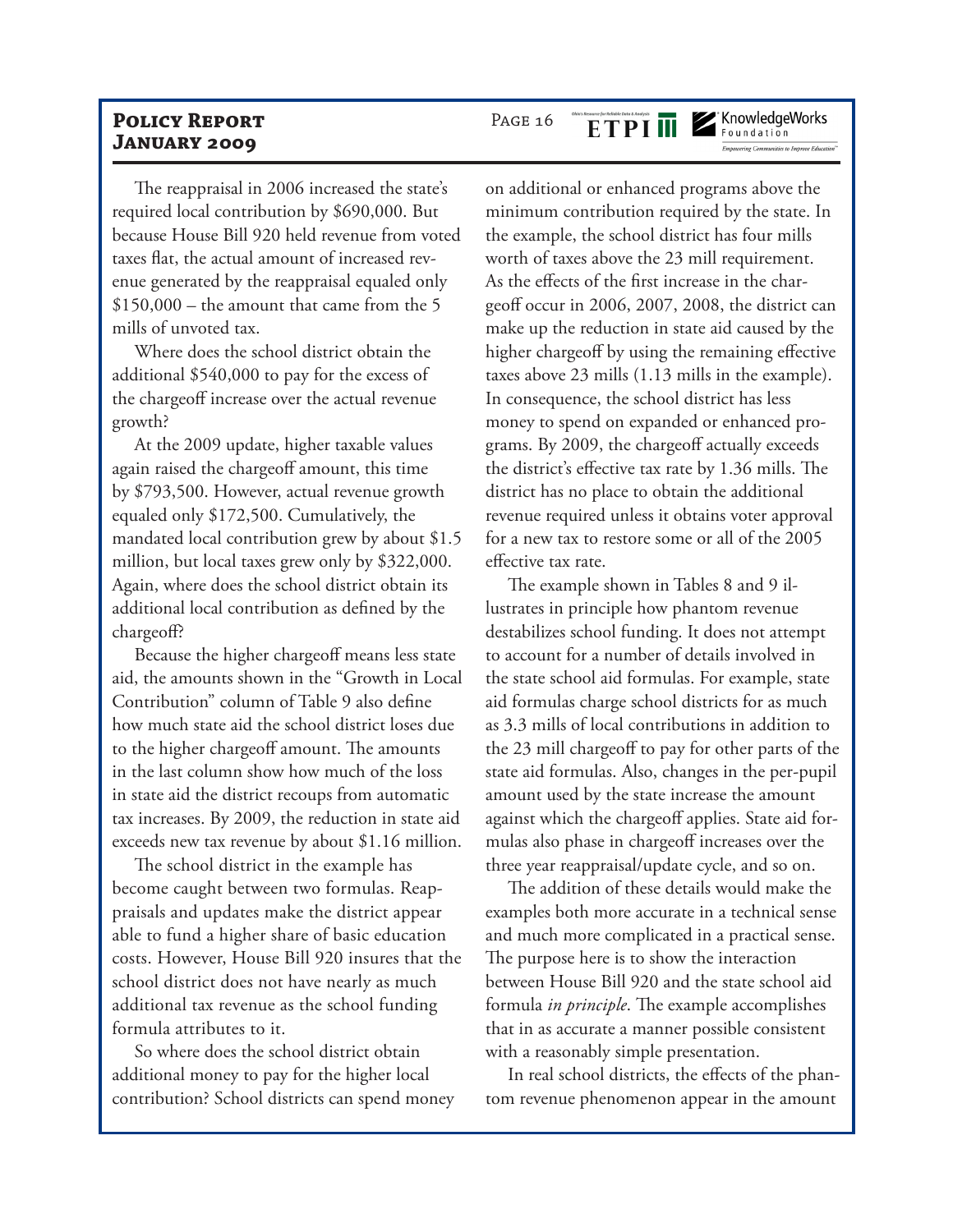The reappraisal in 2006 increased the state's required local contribution by $690,000. But because House Bill 920 held revenue from voted taxes flat, the actual amount of increased revenue generated by the reappraisal equaled only $150,000 – the amount that came from the 5 mills of unvoted tax.

Where does the school district obtain the additional $540,000 to pay for the excess of the chargeoff increase over the actual revenue growth?

At the 2009 update, higher taxable values again raised the chargeoff amount, this time by $793,500. However, actual revenue growth equaled only $172,500. Cumulatively, the mandated local contribution grew by about $1.5 million, but local taxes grew only by $322,000. Again, where does the school district obtain its additional local contribution as defined by the chargeoff?

Because the higher chargeoff means less state aid, the amounts shown in the "Growth in Local Contribution" column of Table 9 also define how much state aid the school district loses due to the higher chargeoff amount. The amounts in the last column show how much of the loss in state aid the district recoups from automatic tax increases. By 2009, the reduction in state aid exceeds new tax revenue by about $1.16 million.

The school district in the example has become caught between two formulas. Reappraisals and updates make the district appear able to fund a higher share of basic education costs. However, House Bill 920 insures that the school district does not have nearly as much additional tax revenue as the school funding formula attributes to it.

So where does the school district obtain additional money to pay for the higher local contribution? School districts can spend money on additional or enhanced programs above the minimum contribution required by the state. In the example, the school district has four mills worth of taxes above the 23 mill requirement. As the effects of the first increase in the chargeoff occur in 2006, 2007, 2008, the district can make up the reduction in state aid caused by the higher chargeoff by using the remaining effective taxes above 23 mills (1.13 mills in the example). In consequence, the school district has less money to spend on expanded or enhanced programs. By 2009, the chargeoff actually exceeds the district's effective tax rate by 1.36 mills. The district has no place to obtain the additional revenue required unless it obtains voter approval for a new tax to restore some or all of the 2005 effective tax rate.

The example shown in Tables 8 and 9 illustrates in principle how phantom revenue destabilizes school funding. It does not attempt to account for a number of details involved in the state school aid formulas. For example, state aid formulas charge school districts for as much as 3.3 mills of local contributions in addition to the 23 mill chargeoff to pay for other parts of the state aid formulas. Also, changes in the per-pupil amount used by the state increase the amount against which the chargeoff applies. State aid formulas also phase in chargeoff increases over the three year reappraisal/update cycle, and so on.

The addition of these details would make the examples both more accurate in a technical sense and much more complicated in a practical sense. The purpose here is to show the interaction between House Bill 920 and the state school aid formula *in principle*. The example accomplishes that in as accurate a manner possible consistent with a reasonably simple presentation.

In real school districts, the effects of the phantom revenue phenomenon appear in the amount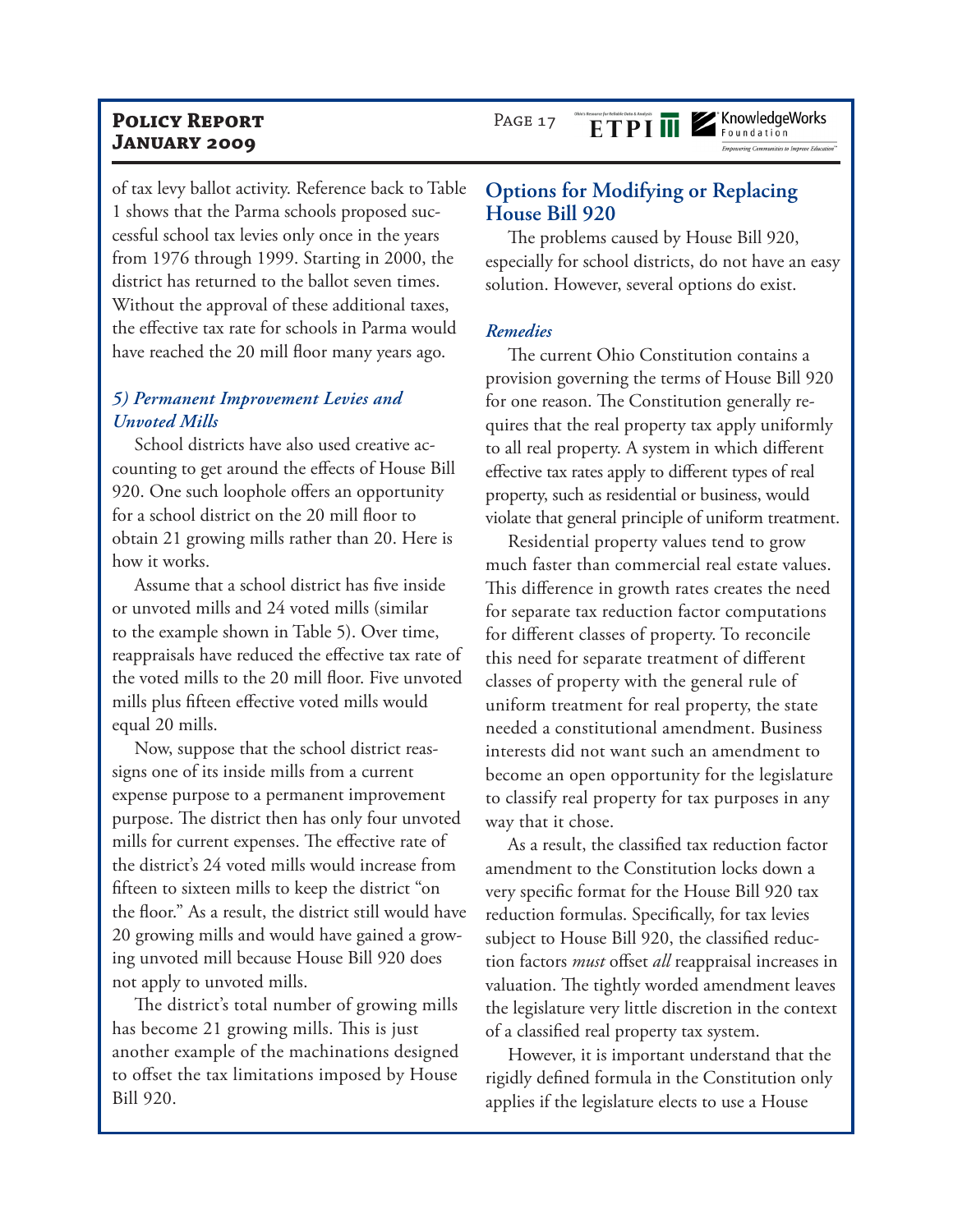of tax levy ballot activity. Reference back to Table 1 shows that the Parma schools proposed successful school tax levies only once in the years from 1976 through 1999. Starting in 2000, the district has returned to the ballot seven times. Without the approval of these additional taxes, the effective tax rate for schools in Parma would have reached the 20 mill floor many years ago.

### *5) Permanent Improvement Levies and Unvoted Mills*

School districts have also used creative accounting to get around the effects of House Bill 920. One such loophole offers an opportunity for a school district on the 20 mill floor to obtain 21 growing mills rather than 20. Here is how it works.

Assume that a school district has five inside or unvoted mills and 24 voted mills (similar to the example shown in Table 5). Over time, reappraisals have reduced the effective tax rate of the voted mills to the 20 mill floor. Five unvoted mills plus fifteen effective voted mills would equal 20 mills.

Now, suppose that the school district reassigns one of its inside mills from a current expense purpose to a permanent improvement purpose. The district then has only four unvoted mills for current expenses. The effective rate of the district's 24 voted mills would increase from fifteen to sixteen mills to keep the district "on the floor." As a result, the district still would have 20 growing mills and would have gained a growing unvoted mill because House Bill 920 does not apply to unvoted mills.

The district's total number of growing mills has become 21 growing mills. This is just another example of the machinations designed to offset the tax limitations imposed by House Bill 920.

## Options for Modifying or Replacing House Bill 920

The problems caused by House Bill 920, especially for school districts, do not have an easy solution. However, several options do exist.

### *Remedies*

The current Ohio Constitution contains a provision governing the terms of House Bill 920 for one reason. The Constitution generally requires that the real property tax apply uniformly to all real property. A system in which different effective tax rates apply to different types of real property, such as residential or business, would violate that general principle of uniform treatment.

Residential property values tend to grow much faster than commercial real estate values. This difference in growth rates creates the need for separate tax reduction factor computations for different classes of property. To reconcile this need for separate treatment of different classes of property with the general rule of uniform treatment for real property, the state needed a constitutional amendment. Business interests did not want such an amendment to become an open opportunity for the legislature to classify real property for tax purposes in any way that it chose.

As a result, the classified tax reduction factor amendment to the Constitution locks down a very specific format for the House Bill 920 tax reduction formulas. Specifically, for tax levies subject to House Bill 920, the classified reduction factors *must* offset *all* reappraisal increases in valuation. The tightly worded amendment leaves the legislature very little discretion in the context of a classified real property tax system.

However, it is important understand that the rigidly defined formula in the Constitution only applies if the legislature elects to use a House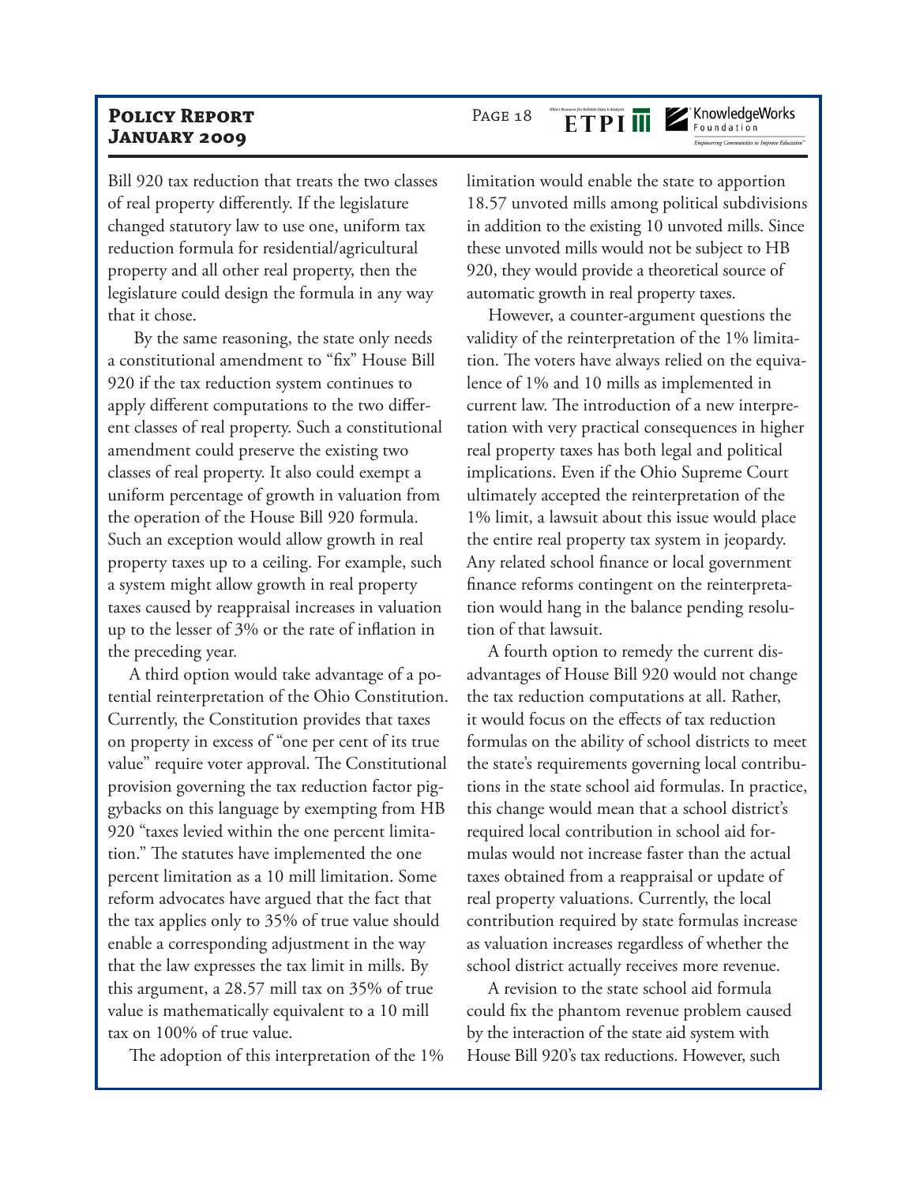Bill 920 tax reduction that treats the two classes of real property differently. If the legislature changed statutory law to use one, uniform tax reduction formula for residential/agricultural property and all other real property, then the legislature could design the formula in any way that it chose.

By the same reasoning, the state only needs a constitutional amendment to "fix" House Bill 920 if the tax reduction system continues to apply different computations to the two different classes of real property. Such a constitutional amendment could preserve the existing two classes of real property. It also could exempt a uniform percentage of growth in valuation from the operation of the House Bill 920 formula. Such an exception would allow growth in real property taxes up to a ceiling. For example, such a system might allow growth in real property taxes caused by reappraisal increases in valuation up to the lesser of 3% or the rate of inflation in the preceding year.

A third option would take advantage of a potential reinterpretation of the Ohio Constitution. Currently, the Constitution provides that taxes on property in excess of "one per cent of its true value" require voter approval. The Constitutional provision governing the tax reduction factor piggybacks on this language by exempting from HB 920 "taxes levied within the one percent limitation." The statutes have implemented the one percent limitation as a 10 mill limitation. Some reform advocates have argued that the fact that the tax applies only to 35% of true value should enable a corresponding adjustment in the way that the law expresses the tax limit in mills. By this argument, a 28.57 mill tax on 35% of true value is mathematically equivalent to a 10 mill tax on 100% of true value.

The adoption of this interpretation of the 1% limitation would enable the state to apportion 18.57 unvoted mills among political subdivisions in addition to the existing 10 unvoted mills. Since these unvoted mills would not be subject to HB 920, they would provide a theoretical source of automatic growth in real property taxes.

However, a counter-argument questions the validity of the reinterpretation of the 1% limitation. The voters have always relied on the equivalence of 1% and 10 mills as implemented in current law. The introduction of a new interpretation with very practical consequences in higher real property taxes has both legal and political implications. Even if the Ohio Supreme Court ultimately accepted the reinterpretation of the 1% limit, a lawsuit about this issue would place the entire real property tax system in jeopardy. Any related school finance or local government finance reforms contingent on the reinterpretation would hang in the balance pending resolution of that lawsuit.

A fourth option to remedy the current disadvantages of House Bill 920 would not change the tax reduction computations at all. Rather, it would focus on the effects of tax reduction formulas on the ability of school districts to meet the state's requirements governing local contributions in the state school aid formulas. In practice, this change would mean that a school district's required local contribution in school aid formulas would not increase faster than the actual taxes obtained from a reappraisal or update of real property valuations. Currently, the local contribution required by state formulas increase as valuation increases regardless of whether the school district actually receives more revenue.

A revision to the state school aid formula could fix the phantom revenue problem caused by the interaction of the state aid system with House Bill 920's tax reductions. However, such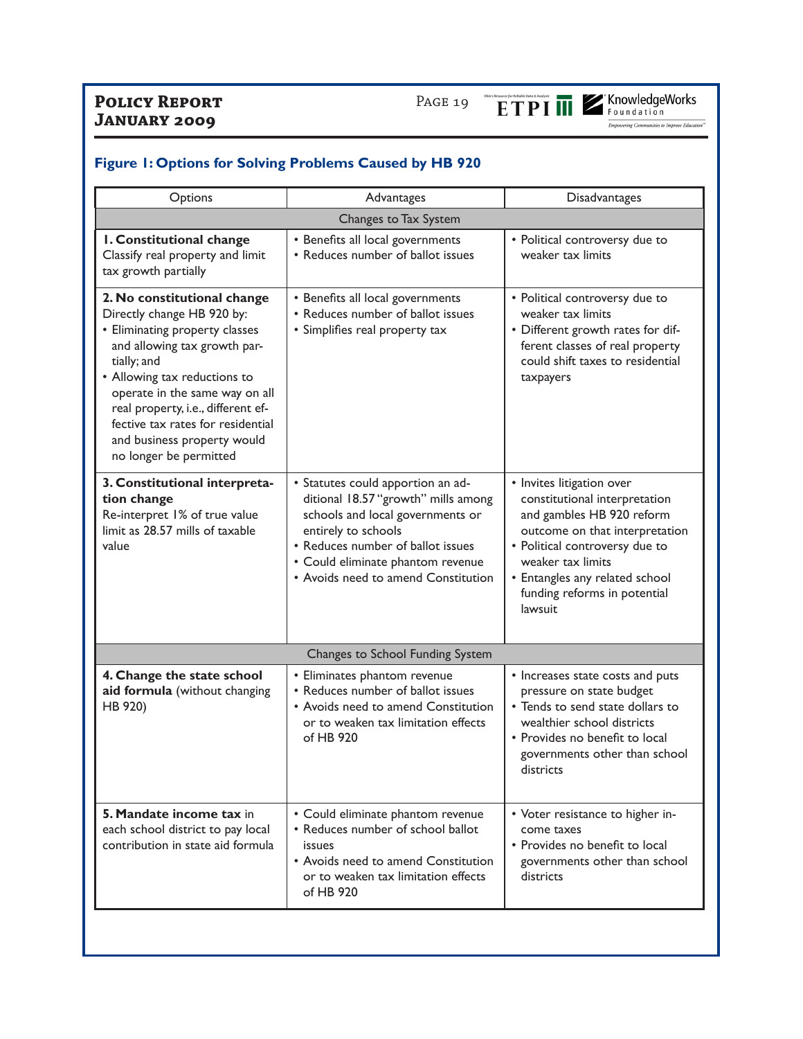## Figure 1: Options for Solving Problems Caused by HB 920

| Options | Advantages | Disadvantages |
|---|---|---|
| **Changes to Tax System** | | |
| **1. Constitutional change** Classify real property and limit tax growth partially | • Benefits all local governments<br>• Reduces number of ballot issues | • Political controversy due to weaker tax limits |
| **2. No constitutional change** Directly change HB 920 by:<br>• Eliminating property classes and allowing tax growth partially; and<br>• Allowing tax reductions to operate in the same way on all real property, i.e., different effective tax rates for residential and business property would no longer be permitted | • Benefits all local governments<br>• Reduces number of ballot issues<br>• Simplifies real property tax | • Political controversy due to weaker tax limits<br>• Different growth rates for different classes of real property could shift taxes to residential taxpayers |
| **3. Constitutional interpretation change** Re-interpret 1% of true value limit as 28.57 mills of taxable value | • Statutes could apportion an additional 18.57 "growth" mills among schools and local governments or entirely to schools<br>• Reduces number of ballot issues<br>• Could eliminate phantom revenue<br>• Avoids need to amend Constitution | • Invites litigation over constitutional interpretation and gambles HB 920 reform outcome on that interpretation<br>• Political controversy due to weaker tax limits<br>• Entangles any related school funding reforms in potential lawsuit |
| **Changes to School Funding System** | | |
| **4. Change the state school aid formula** (without changing HB 920) | • Eliminates phantom revenue<br>• Reduces number of ballot issues<br>• Avoids need to amend Constitution or to weaken tax limitation effects of HB 920 | • Increases state costs and puts pressure on state budget<br>• Tends to send state dollars to wealthier school districts<br>• Provides no benefit to local governments other than school districts |
| **5. Mandate income tax** in each school district to pay local contribution in state aid formula | • Could eliminate phantom revenue<br>• Reduces number of school ballot issues<br>• Avoids need to amend Constitution or to weaken tax limitation effects of HB 920 | • Voter resistance to higher income taxes<br>• Provides no benefit to local governments other than school districts |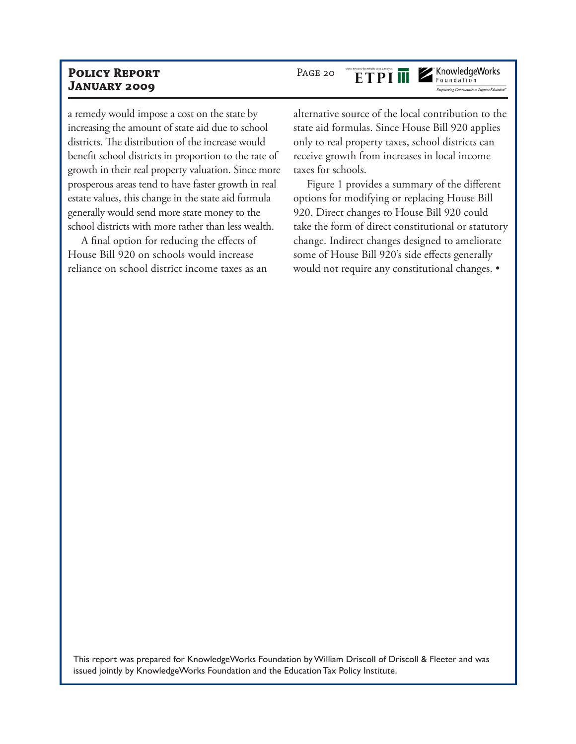a remedy would impose a cost on the state by increasing the amount of state aid due to school districts. The distribution of the increase would benefit school districts in proportion to the rate of growth in their real property valuation. Since more prosperous areas tend to have faster growth in real estate values, this change in the state aid formula generally would send more state money to the school districts with more rather than less wealth.

A final option for reducing the effects of House Bill 920 on schools would increase reliance on school district income taxes as an alternative source of the local contribution to the state aid formulas. Since House Bill 920 applies only to real property taxes, school districts can receive growth from increases in local income taxes for schools.

Figure 1 provides a summary of the different options for modifying or replacing House Bill 920. Direct changes to House Bill 920 could take the form of direct constitutional or statutory change. Indirect changes designed to ameliorate some of House Bill 920's side effects generally would not require any constitutional changes. •

This report was prepared for KnowledgeWorks Foundation by William Driscoll of Driscoll & Fleeter and was issued jointly by KnowledgeWorks Foundation and the Education Tax Policy Institute.